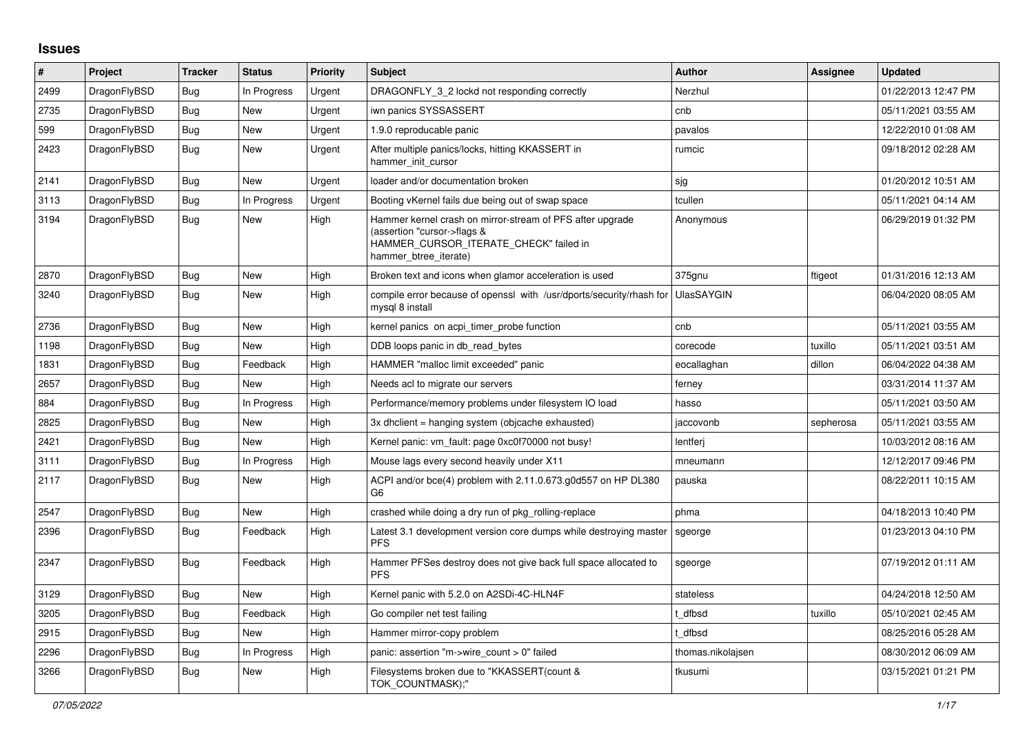# Issues

| # | Project | Tracker | Status | Priority | Subject | Author | Assignee | Updated |
|---|---|---|---|---|---|---|---|---|
| 2499 | DragonFlyBSD | Bug | In Progress | Urgent | DRAGONFLY_3_2 lockd not responding correctly | Nerzhul | | 01/22/2013 12:47 PM |
| 2735 | DragonFlyBSD | Bug | New | Urgent | iwn panics SYSSASSERT | cnb | | 05/11/2021 03:55 AM |
| 599 | DragonFlyBSD | Bug | New | Urgent | 1.9.0 reproducable panic | pavalos | | 12/22/2010 01:08 AM |
| 2423 | DragonFlyBSD | Bug | New | Urgent | After multiple panics/locks, hitting KKASSERT in hammer_init_cursor | rumcic | | 09/18/2012 02:28 AM |
| 2141 | DragonFlyBSD | Bug | New | Urgent | loader and/or documentation broken | sjg | | 01/20/2012 10:51 AM |
| 3113 | DragonFlyBSD | Bug | In Progress | Urgent | Booting vKernel fails due being out of swap space | tcullen | | 05/11/2021 04:14 AM |
| 3194 | DragonFlyBSD | Bug | New | High | Hammer kernel crash on mirror-stream of PFS after upgrade (assertion "cursor->flags & HAMMER_CURSOR_ITERATE_CHECK" failed in hammer_btree_iterate) | Anonymous | | 06/29/2019 01:32 PM |
| 2870 | DragonFlyBSD | Bug | New | High | Broken text and icons when glamor acceleration is used | 375gnu | ftigeot | 01/31/2016 12:13 AM |
| 3240 | DragonFlyBSD | Bug | New | High | compile error because of openssl with /usr/dports/security/rhash for mysql 8 install | UlasSAYGIN | | 06/04/2020 08:05 AM |
| 2736 | DragonFlyBSD | Bug | New | High | kernel panics on acpi_timer_probe function | cnb | | 05/11/2021 03:55 AM |
| 1198 | DragonFlyBSD | Bug | New | High | DDB loops panic in db_read_bytes | corecode | tuxillo | 05/11/2021 03:51 AM |
| 1831 | DragonFlyBSD | Bug | Feedback | High | HAMMER "malloc limit exceeded" panic | eocallaghan | dillon | 06/04/2022 04:38 AM |
| 2657 | DragonFlyBSD | Bug | New | High | Needs acl to migrate our servers | ferney | | 03/31/2014 11:37 AM |
| 884 | DragonFlyBSD | Bug | In Progress | High | Performance/memory problems under filesystem IO load | hasso | | 05/11/2021 03:50 AM |
| 2825 | DragonFlyBSD | Bug | New | High | 3x dhclient = hanging system (objcache exhausted) | jaccovonb | sepherosa | 05/11/2021 03:55 AM |
| 2421 | DragonFlyBSD | Bug | New | High | Kernel panic: vm_fault: page 0xc0f70000 not busy! | lentferj | | 10/03/2012 08:16 AM |
| 3111 | DragonFlyBSD | Bug | In Progress | High | Mouse lags every second heavily under X11 | mneumann | | 12/12/2017 09:46 PM |
| 2117 | DragonFlyBSD | Bug | New | High | ACPI and/or bce(4) problem with 2.11.0.673.g0d557 on HP DL380 G6 | pauska | | 08/22/2011 10:15 AM |
| 2547 | DragonFlyBSD | Bug | New | High | crashed while doing a dry run of pkg_rolling-replace | phma | | 04/18/2013 10:40 PM |
| 2396 | DragonFlyBSD | Bug | Feedback | High | Latest 3.1 development version core dumps while destroying master PFS | sgeorge | | 01/23/2013 04:10 PM |
| 2347 | DragonFlyBSD | Bug | Feedback | High | Hammer PFSes destroy does not give back full space allocated to PFS | sgeorge | | 07/19/2012 01:11 AM |
| 3129 | DragonFlyBSD | Bug | New | High | Kernel panic with 5.2.0 on A2SDi-4C-HLN4F | stateless | | 04/24/2018 12:50 AM |
| 3205 | DragonFlyBSD | Bug | Feedback | High | Go compiler net test failing | t_dfbsd | tuxillo | 05/10/2021 02:45 AM |
| 2915 | DragonFlyBSD | Bug | New | High | Hammer mirror-copy problem | t_dfbsd | | 08/25/2016 05:28 AM |
| 2296 | DragonFlyBSD | Bug | In Progress | High | panic: assertion "m->wire_count > 0" failed | thomas.nikolajsen | | 08/30/2012 06:09 AM |
| 3266 | DragonFlyBSD | Bug | New | High | Filesystems broken due to "KKASSERT(count & TOK_COUNTMASK);" | tkusumi | | 03/15/2021 01:21 PM |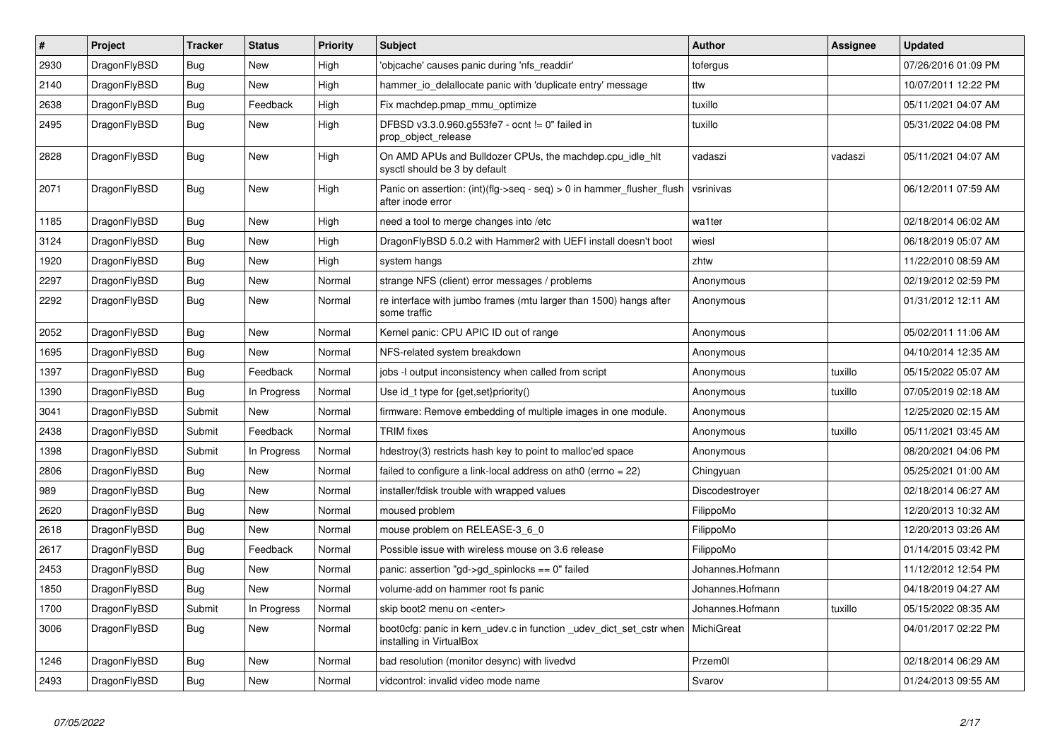| # | Project | Tracker | Status | Priority | Subject | Author | Assignee | Updated |
|---|---|---|---|---|---|---|---|---|
| 2930 | DragonFlyBSD | Bug | New | High | 'objcache' causes panic during 'nfs_readdir' | tofergus | | 07/26/2016 01:09 PM |
| 2140 | DragonFlyBSD | Bug | New | High | hammer_io_delallocate panic with 'duplicate entry' message | ttw | | 10/07/2011 12:22 PM |
| 2638 | DragonFlyBSD | Bug | Feedback | High | Fix machdep.pmap_mmu_optimize | tuxillo | | 05/11/2021 04:07 AM |
| 2495 | DragonFlyBSD | Bug | New | High | DFBSD v3.3.0.960.g553fe7 - ocnt != 0" failed in prop_object_release | tuxillo | | 05/31/2022 04:08 PM |
| 2828 | DragonFlyBSD | Bug | New | High | On AMD APUs and Bulldozer CPUs, the machdep.cpu_idle_hlt sysctl should be 3 by default | vadaszi | vadaszi | 05/11/2021 04:07 AM |
| 2071 | DragonFlyBSD | Bug | New | High | Panic on assertion: (int)(flg->seq - seq) > 0 in hammer_flusher_flush after inode error | vsrinivas | | 06/12/2011 07:59 AM |
| 1185 | DragonFlyBSD | Bug | New | High | need a tool to merge changes into /etc | wa1ter | | 02/18/2014 06:02 AM |
| 3124 | DragonFlyBSD | Bug | New | High | DragonFlyBSD 5.0.2 with Hammer2 with UEFI install doesn't boot | wiesl | | 06/18/2019 05:07 AM |
| 1920 | DragonFlyBSD | Bug | New | High | system hangs | zhtw | | 11/22/2010 08:59 AM |
| 2297 | DragonFlyBSD | Bug | New | Normal | strange NFS (client) error messages / problems | Anonymous | | 02/19/2012 02:59 PM |
| 2292 | DragonFlyBSD | Bug | New | Normal | re interface with jumbo frames (mtu larger than 1500) hangs after some traffic | Anonymous | | 01/31/2012 12:11 AM |
| 2052 | DragonFlyBSD | Bug | New | Normal | Kernel panic: CPU APIC ID out of range | Anonymous | | 05/02/2011 11:06 AM |
| 1695 | DragonFlyBSD | Bug | New | Normal | NFS-related system breakdown | Anonymous | | 04/10/2014 12:35 AM |
| 1397 | DragonFlyBSD | Bug | Feedback | Normal | jobs -l output inconsistency when called from script | Anonymous | tuxillo | 05/15/2022 05:07 AM |
| 1390 | DragonFlyBSD | Bug | In Progress | Normal | Use id_t type for {get,set}priority() | Anonymous | tuxillo | 07/05/2019 02:18 AM |
| 3041 | DragonFlyBSD | Submit | New | Normal | firmware: Remove embedding of multiple images in one module. | Anonymous | | 12/25/2020 02:15 AM |
| 2438 | DragonFlyBSD | Submit | Feedback | Normal | TRIM fixes | Anonymous | tuxillo | 05/11/2021 03:45 AM |
| 1398 | DragonFlyBSD | Submit | In Progress | Normal | hdestroy(3) restricts hash key to point to malloc'ed space | Anonymous | | 08/20/2021 04:06 PM |
| 2806 | DragonFlyBSD | Bug | New | Normal | failed to configure a link-local address on ath0 (errno = 22) | Chingyuan | | 05/25/2021 01:00 AM |
| 989 | DragonFlyBSD | Bug | New | Normal | installer/fdisk trouble with wrapped values | Discodestroyer | | 02/18/2014 06:27 AM |
| 2620 | DragonFlyBSD | Bug | New | Normal | moused problem | FilippoMo | | 12/20/2013 10:32 AM |
| 2618 | DragonFlyBSD | Bug | New | Normal | mouse problem on RELEASE-3_6_0 | FilippoMo | | 12/20/2013 03:26 AM |
| 2617 | DragonFlyBSD | Bug | Feedback | Normal | Possible issue with wireless mouse on 3.6 release | FilippoMo | | 01/14/2015 03:42 PM |
| 2453 | DragonFlyBSD | Bug | New | Normal | panic: assertion "gd->gd_spinlocks == 0" failed | Johannes.Hofmann | | 11/12/2012 12:54 PM |
| 1850 | DragonFlyBSD | Bug | New | Normal | volume-add on hammer root fs panic | Johannes.Hofmann | | 04/18/2019 04:27 AM |
| 1700 | DragonFlyBSD | Submit | In Progress | Normal | skip boot2 menu on <enter> | Johannes.Hofmann | tuxillo | 05/15/2022 08:35 AM |
| 3006 | DragonFlyBSD | Bug | New | Normal | boot0cfg: panic in kern_udev.c in function _udev_dict_set_cstr when installing in VirtualBox | MichiGreat | | 04/01/2017 02:22 PM |
| 1246 | DragonFlyBSD | Bug | New | Normal | bad resolution (monitor desync) with livedvd | Przem0l | | 02/18/2014 06:29 AM |
| 2493 | DragonFlyBSD | Bug | New | Normal | vidcontrol: invalid video mode name | Svarov | | 01/24/2013 09:55 AM |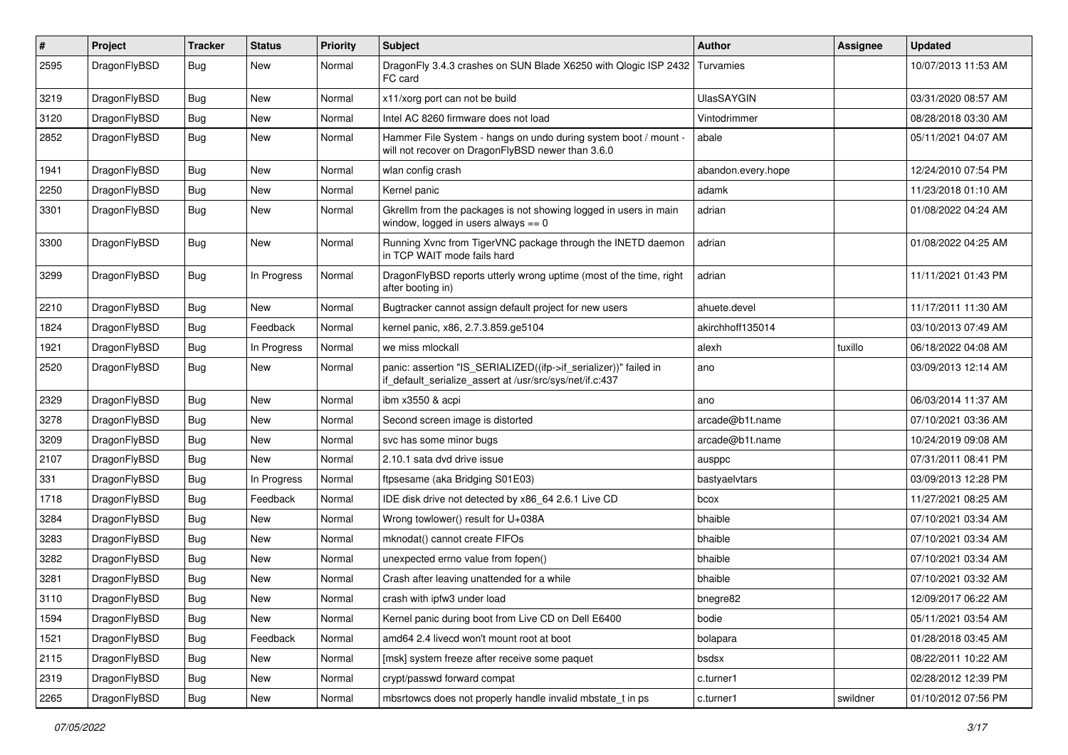| # | Project | Tracker | Status | Priority | Subject | Author | Assignee | Updated |
| --- | --- | --- | --- | --- | --- | --- | --- | --- |
| 2595 | DragonFlyBSD | Bug | New | Normal | DragonFly 3.4.3 crashes on SUN Blade X6250 with Qlogic ISP 2432 FC card | Turvamies | | 10/07/2013 11:53 AM |
| 3219 | DragonFlyBSD | Bug | New | Normal | x11/xorg port can not be build | UlasSAYGIN | | 03/31/2020 08:57 AM |
| 3120 | DragonFlyBSD | Bug | New | Normal | Intel AC 8260 firmware does not load | Vintodrimmer | | 08/28/2018 03:30 AM |
| 2852 | DragonFlyBSD | Bug | New | Normal | Hammer File System - hangs on undo during system boot / mount - will not recover on DragonFlyBSD newer than 3.6.0 | abale | | 05/11/2021 04:07 AM |
| 1941 | DragonFlyBSD | Bug | New | Normal | wlan config crash | abandon.every.hope | | 12/24/2010 07:54 PM |
| 2250 | DragonFlyBSD | Bug | New | Normal | Kernel panic | adamk | | 11/23/2018 01:10 AM |
| 3301 | DragonFlyBSD | Bug | New | Normal | Gkrellm from the packages is not showing logged in users in main window, logged in users always == 0 | adrian | | 01/08/2022 04:24 AM |
| 3300 | DragonFlyBSD | Bug | New | Normal | Running Xvnc from TigerVNC package through the INETD daemon in TCP WAIT mode fails hard | adrian | | 01/08/2022 04:25 AM |
| 3299 | DragonFlyBSD | Bug | In Progress | Normal | DragonFlyBSD reports utterly wrong uptime (most of the time, right after booting in) | adrian | | 11/11/2021 01:43 PM |
| 2210 | DragonFlyBSD | Bug | New | Normal | Bugtracker cannot assign default project for new users | ahuete.devel | | 11/17/2011 11:30 AM |
| 1824 | DragonFlyBSD | Bug | Feedback | Normal | kernel panic, x86, 2.7.3.859.ge5104 | akirchhoff135014 | | 03/10/2013 07:49 AM |
| 1921 | DragonFlyBSD | Bug | In Progress | Normal | we miss mlockall | alexh | tuxillo | 06/18/2022 04:08 AM |
| 2520 | DragonFlyBSD | Bug | New | Normal | panic: assertion "IS_SERIALIZED((ifp->if_serializer))" failed in if_default_serialize_assert at /usr/src/sys/net/if.c:437 | ano | | 03/09/2013 12:14 AM |
| 2329 | DragonFlyBSD | Bug | New | Normal | ibm x3550 & acpi | ano | | 06/03/2014 11:37 AM |
| 3278 | DragonFlyBSD | Bug | New | Normal | Second screen image is distorted | arcade@b1t.name | | 07/10/2021 03:36 AM |
| 3209 | DragonFlyBSD | Bug | New | Normal | svc has some minor bugs | arcade@b1t.name | | 10/24/2019 09:08 AM |
| 2107 | DragonFlyBSD | Bug | New | Normal | 2.10.1 sata dvd drive issue | ausppc | | 07/31/2011 08:41 PM |
| 331 | DragonFlyBSD | Bug | In Progress | Normal | ftpsesame (aka Bridging S01E03) | bastyaelvtars | | 03/09/2013 12:28 PM |
| 1718 | DragonFlyBSD | Bug | Feedback | Normal | IDE disk drive not detected by x86_64 2.6.1 Live CD | bcox | | 11/27/2021 08:25 AM |
| 3284 | DragonFlyBSD | Bug | New | Normal | Wrong towlower() result for U+038A | bhaible | | 07/10/2021 03:34 AM |
| 3283 | DragonFlyBSD | Bug | New | Normal | mknodat() cannot create FIFOs | bhaible | | 07/10/2021 03:34 AM |
| 3282 | DragonFlyBSD | Bug | New | Normal | unexpected errno value from fopen() | bhaible | | 07/10/2021 03:34 AM |
| 3281 | DragonFlyBSD | Bug | New | Normal | Crash after leaving unattended for a while | bhaible | | 07/10/2021 03:32 AM |
| 3110 | DragonFlyBSD | Bug | New | Normal | crash with ipfw3 under load | bnegre82 | | 12/09/2017 06:22 AM |
| 1594 | DragonFlyBSD | Bug | New | Normal | Kernel panic during boot from Live CD on Dell E6400 | bodie | | 05/11/2021 03:54 AM |
| 1521 | DragonFlyBSD | Bug | Feedback | Normal | amd64 2.4 livecd won't mount root at boot | bolapara | | 01/28/2018 03:45 AM |
| 2115 | DragonFlyBSD | Bug | New | Normal | [msk] system freeze after receive some paquet | bsdsx | | 08/22/2011 10:22 AM |
| 2319 | DragonFlyBSD | Bug | New | Normal | crypt/passwd forward compat | c.turner1 | | 02/28/2012 12:39 PM |
| 2265 | DragonFlyBSD | Bug | New | Normal | mbsrtowcs does not properly handle invalid mbstate_t in ps | c.turner1 | swildner | 01/10/2012 07:56 PM |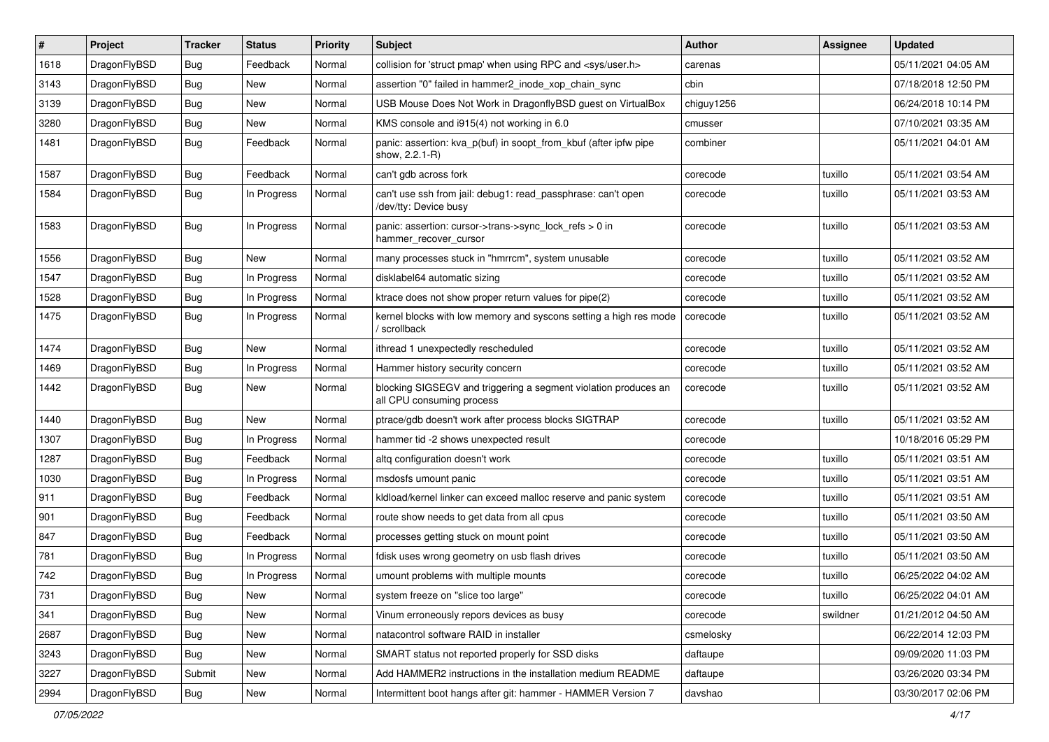| # | Project | Tracker | Status | Priority | Subject | Author | Assignee | Updated |
|---|---|---|---|---|---|---|---|---|
| 1618 | DragonFlyBSD | Bug | Feedback | Normal | collision for 'struct pmap' when using RPC and <sys/user.h> | carenas | | 05/11/2021 04:05 AM |
| 3143 | DragonFlyBSD | Bug | New | Normal | assertion "0" failed in hammer2_inode_xop_chain_sync | cbin | | 07/18/2018 12:50 PM |
| 3139 | DragonFlyBSD | Bug | New | Normal | USB Mouse Does Not Work in DragonflyBSD guest on VirtualBox | chiguy1256 | | 06/24/2018 10:14 PM |
| 3280 | DragonFlyBSD | Bug | New | Normal | KMS console and i915(4) not working in 6.0 | cmusser | | 07/10/2021 03:35 AM |
| 1481 | DragonFlyBSD | Bug | Feedback | Normal | panic: assertion: kva_p(buf) in soopt_from_kbuf (after ipfw pipe show, 2.2.1-R) | combiner | | 05/11/2021 04:01 AM |
| 1587 | DragonFlyBSD | Bug | Feedback | Normal | can't gdb across fork | corecode | tuxillo | 05/11/2021 03:54 AM |
| 1584 | DragonFlyBSD | Bug | In Progress | Normal | can't use ssh from jail: debug1: read_passphrase: can't open /dev/tty: Device busy | corecode | tuxillo | 05/11/2021 03:53 AM |
| 1583 | DragonFlyBSD | Bug | In Progress | Normal | panic: assertion: cursor->trans->sync_lock_refs > 0 in hammer_recover_cursor | corecode | tuxillo | 05/11/2021 03:53 AM |
| 1556 | DragonFlyBSD | Bug | New | Normal | many processes stuck in "hmrrcm", system unusable | corecode | tuxillo | 05/11/2021 03:52 AM |
| 1547 | DragonFlyBSD | Bug | In Progress | Normal | disklabel64 automatic sizing | corecode | tuxillo | 05/11/2021 03:52 AM |
| 1528 | DragonFlyBSD | Bug | In Progress | Normal | ktrace does not show proper return values for pipe(2) | corecode | tuxillo | 05/11/2021 03:52 AM |
| 1475 | DragonFlyBSD | Bug | In Progress | Normal | kernel blocks with low memory and syscons setting a high res mode / scrollback | corecode | tuxillo | 05/11/2021 03:52 AM |
| 1474 | DragonFlyBSD | Bug | New | Normal | ithread 1 unexpectedly rescheduled | corecode | tuxillo | 05/11/2021 03:52 AM |
| 1469 | DragonFlyBSD | Bug | In Progress | Normal | Hammer history security concern | corecode | tuxillo | 05/11/2021 03:52 AM |
| 1442 | DragonFlyBSD | Bug | New | Normal | blocking SIGSEGV and triggering a segment violation produces an all CPU consuming process | corecode | tuxillo | 05/11/2021 03:52 AM |
| 1440 | DragonFlyBSD | Bug | New | Normal | ptrace/gdb doesn't work after process blocks SIGTRAP | corecode | tuxillo | 05/11/2021 03:52 AM |
| 1307 | DragonFlyBSD | Bug | In Progress | Normal | hammer tid -2 shows unexpected result | corecode | | 10/18/2016 05:29 PM |
| 1287 | DragonFlyBSD | Bug | Feedback | Normal | altq configuration doesn't work | corecode | tuxillo | 05/11/2021 03:51 AM |
| 1030 | DragonFlyBSD | Bug | In Progress | Normal | msdosfs umount panic | corecode | tuxillo | 05/11/2021 03:51 AM |
| 911 | DragonFlyBSD | Bug | Feedback | Normal | kldload/kernel linker can exceed malloc reserve and panic system | corecode | tuxillo | 05/11/2021 03:51 AM |
| 901 | DragonFlyBSD | Bug | Feedback | Normal | route show needs to get data from all cpus | corecode | tuxillo | 05/11/2021 03:50 AM |
| 847 | DragonFlyBSD | Bug | Feedback | Normal | processes getting stuck on mount point | corecode | tuxillo | 05/11/2021 03:50 AM |
| 781 | DragonFlyBSD | Bug | In Progress | Normal | fdisk uses wrong geometry on usb flash drives | corecode | tuxillo | 05/11/2021 03:50 AM |
| 742 | DragonFlyBSD | Bug | In Progress | Normal | umount problems with multiple mounts | corecode | tuxillo | 06/25/2022 04:02 AM |
| 731 | DragonFlyBSD | Bug | New | Normal | system freeze on "slice too large" | corecode | tuxillo | 06/25/2022 04:01 AM |
| 341 | DragonFlyBSD | Bug | New | Normal | Vinum erroneously repors devices as busy | corecode | swildner | 01/21/2012 04:50 AM |
| 2687 | DragonFlyBSD | Bug | New | Normal | natacontrol software RAID in installer | csmelosky | | 06/22/2014 12:03 PM |
| 3243 | DragonFlyBSD | Bug | New | Normal | SMART status not reported properly for SSD disks | daftaupe | | 09/09/2020 11:03 PM |
| 3227 | DragonFlyBSD | Submit | New | Normal | Add HAMMER2 instructions in the installation medium README | daftaupe | | 03/26/2020 03:34 PM |
| 2994 | DragonFlyBSD | Bug | New | Normal | Intermittent boot hangs after git: hammer - HAMMER Version 7 | davshao | | 03/30/2017 02:06 PM |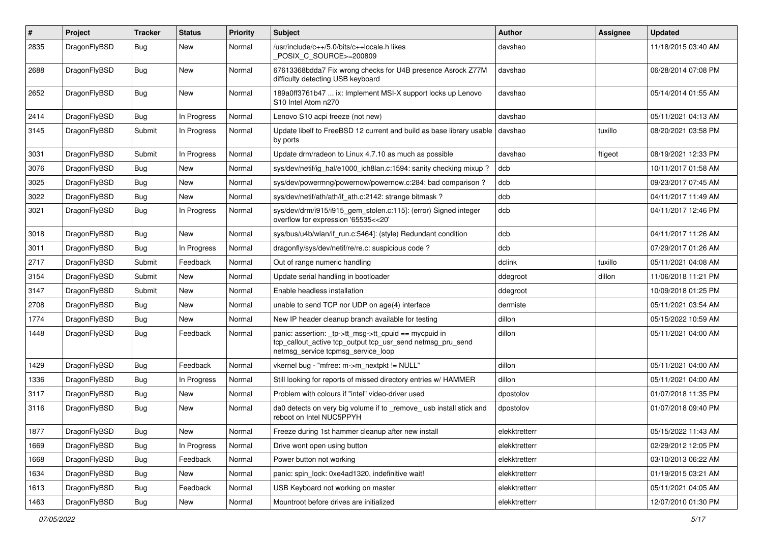| # | Project | Tracker | Status | Priority | Subject | Author | Assignee | Updated |
|---|---|---|---|---|---|---|---|---|
| 2835 | DragonFlyBSD | Bug | New | Normal | /usr/include/c++/5.0/bits/c++locale.h likes _POSIX_C_SOURCE>=200809 | davshao | | 11/18/2015 03:40 AM |
| 2688 | DragonFlyBSD | Bug | New | Normal | 67613368bdda7 Fix wrong checks for U4B presence Asrock Z77M difficulty detecting USB keyboard | davshao | | 06/28/2014 07:08 PM |
| 2652 | DragonFlyBSD | Bug | New | Normal | 189a0ff3761b47 ... ix: Implement MSI-X support locks up Lenovo S10 Intel Atom n270 | davshao | | 05/14/2014 01:55 AM |
| 2414 | DragonFlyBSD | Bug | In Progress | Normal | Lenovo S10 acpi freeze (not new) | davshao | | 05/11/2021 04:13 AM |
| 3145 | DragonFlyBSD | Submit | In Progress | Normal | Update libelf to FreeBSD 12 current and build as base library usable by ports | davshao | tuxillo | 08/20/2021 03:58 PM |
| 3031 | DragonFlyBSD | Submit | In Progress | Normal | Update drm/radeon to Linux 4.7.10 as much as possible | davshao | ftigeot | 08/19/2021 12:33 PM |
| 3076 | DragonFlyBSD | Bug | New | Normal | sys/dev/netif/ig_hal/e1000_ich8lan.c:1594: sanity checking mixup ? | dcb | | 10/11/2017 01:58 AM |
| 3025 | DragonFlyBSD | Bug | New | Normal | sys/dev/powermng/powernow/powernow.c:284: bad comparison ? | dcb | | 09/23/2017 07:45 AM |
| 3022 | DragonFlyBSD | Bug | New | Normal | sys/dev/netif/ath/ath/if_ath.c:2142: strange bitmask ? | dcb | | 04/11/2017 11:49 AM |
| 3021 | DragonFlyBSD | Bug | In Progress | Normal | sys/dev/drm/i915/i915_gem_stolen.c:115]: (error) Signed integer overflow for expression '65535<<20' | dcb | | 04/11/2017 12:46 PM |
| 3018 | DragonFlyBSD | Bug | New | Normal | sys/bus/u4b/wlan/if_run.c:5464]: (style) Redundant condition | dcb | | 04/11/2017 11:26 AM |
| 3011 | DragonFlyBSD | Bug | In Progress | Normal | dragonfly/sys/dev/netif/re/re.c: suspicious code ? | dcb | | 07/29/2017 01:26 AM |
| 2717 | DragonFlyBSD | Submit | Feedback | Normal | Out of range numeric handling | dclink | tuxillo | 05/11/2021 04:08 AM |
| 3154 | DragonFlyBSD | Submit | New | Normal | Update serial handling in bootloader | ddegroot | dillon | 11/06/2018 11:21 PM |
| 3147 | DragonFlyBSD | Submit | New | Normal | Enable headless installation | ddegroot | | 10/09/2018 01:25 PM |
| 2708 | DragonFlyBSD | Bug | New | Normal | unable to send TCP nor UDP on age(4) interface | dermiste | | 05/11/2021 03:54 AM |
| 1774 | DragonFlyBSD | Bug | New | Normal | New IP header cleanup branch available for testing | dillon | | 05/15/2022 10:59 AM |
| 1448 | DragonFlyBSD | Bug | Feedback | Normal | panic: assertion: _tp->tt_msg->tt_cpuid == mycpuid in tcp_callout_active tcp_output tcp_usr_send netmsg_pru_send netmsg_service tcpmsg_service_loop | dillon | | 05/11/2021 04:00 AM |
| 1429 | DragonFlyBSD | Bug | Feedback | Normal | vkernel bug - "mfree: m->m_nextpkt != NULL" | dillon | | 05/11/2021 04:00 AM |
| 1336 | DragonFlyBSD | Bug | In Progress | Normal | Still looking for reports of missed directory entries w/ HAMMER | dillon | | 05/11/2021 04:00 AM |
| 3117 | DragonFlyBSD | Bug | New | Normal | Problem with colours if "intel" video-driver used | dpostolov | | 01/07/2018 11:35 PM |
| 3116 | DragonFlyBSD | Bug | New | Normal | da0 detects on very big volume if to _remove_ usb install stick and reboot on Intel NUC5PPYH | dpostolov | | 01/07/2018 09:40 PM |
| 1877 | DragonFlyBSD | Bug | New | Normal | Freeze during 1st hammer cleanup after new install | elekktretterr | | 05/15/2022 11:43 AM |
| 1669 | DragonFlyBSD | Bug | In Progress | Normal | Drive wont open using button | elekktretterr | | 02/29/2012 12:05 PM |
| 1668 | DragonFlyBSD | Bug | Feedback | Normal | Power button not working | elekktretterr | | 03/10/2013 06:22 AM |
| 1634 | DragonFlyBSD | Bug | New | Normal | panic: spin_lock: 0xe4ad1320, indefinitive wait! | elekktretterr | | 01/19/2015 03:21 AM |
| 1613 | DragonFlyBSD | Bug | Feedback | Normal | USB Keyboard not working on master | elekktretterr | | 05/11/2021 04:05 AM |
| 1463 | DragonFlyBSD | Bug | New | Normal | Mountroot before drives are initialized | elekktretterr | | 12/07/2010 01:30 PM |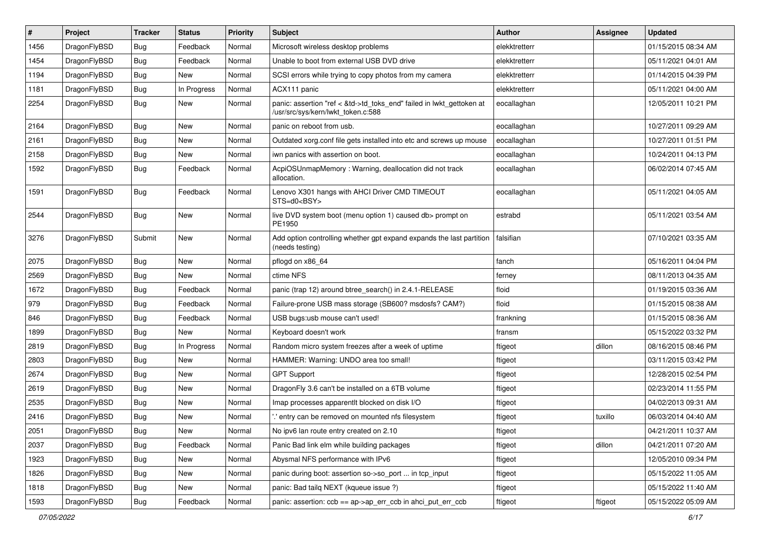| # | Project | Tracker | Status | Priority | Subject | Author | Assignee | Updated |
|---|---|---|---|---|---|---|---|---|
| 1456 | DragonFlyBSD | Bug | Feedback | Normal | Microsoft wireless desktop problems | elekktretterr | | 01/15/2015 08:34 AM |
| 1454 | DragonFlyBSD | Bug | Feedback | Normal | Unable to boot from external USB DVD drive | elekktretterr | | 05/11/2021 04:01 AM |
| 1194 | DragonFlyBSD | Bug | New | Normal | SCSI errors while trying to copy photos from my camera | elekktretterr | | 01/14/2015 04:39 PM |
| 1181 | DragonFlyBSD | Bug | In Progress | Normal | ACX111 panic | elekktretterr | | 05/11/2021 04:00 AM |
| 2254 | DragonFlyBSD | Bug | New | Normal | panic: assertion "ref < &td->td_toks_end" failed in lwkt_gettoken at /usr/src/sys/kern/lwkt_token.c:588 | eocallaghan | | 12/05/2011 10:21 PM |
| 2164 | DragonFlyBSD | Bug | New | Normal | panic on reboot from usb. | eocallaghan | | 10/27/2011 09:29 AM |
| 2161 | DragonFlyBSD | Bug | New | Normal | Outdated xorg.conf file gets installed into etc and screws up mouse | eocallaghan | | 10/27/2011 01:51 PM |
| 2158 | DragonFlyBSD | Bug | New | Normal | iwn panics with assertion on boot. | eocallaghan | | 10/24/2011 04:13 PM |
| 1592 | DragonFlyBSD | Bug | Feedback | Normal | AcpiOSUnmapMemory : Warning, deallocation did not track allocation. | eocallaghan | | 06/02/2014 07:45 AM |
| 1591 | DragonFlyBSD | Bug | Feedback | Normal | Lenovo X301 hangs with AHCI Driver CMD TIMEOUT STS=d0<BSY> | eocallaghan | | 05/11/2021 04:05 AM |
| 2544 | DragonFlyBSD | Bug | New | Normal | live DVD system boot (menu option 1) caused db> prompt on PE1950 | estrabd | | 05/11/2021 03:54 AM |
| 3276 | DragonFlyBSD | Submit | New | Normal | Add option controlling whether gpt expand expands the last partition (needs testing) | falsifian | | 07/10/2021 03:35 AM |
| 2075 | DragonFlyBSD | Bug | New | Normal | pflogd on x86_64 | fanch | | 05/16/2011 04:04 PM |
| 2569 | DragonFlyBSD | Bug | New | Normal | ctime NFS | ferney | | 08/11/2013 04:35 AM |
| 1672 | DragonFlyBSD | Bug | Feedback | Normal | panic (trap 12) around btree_search() in 2.4.1-RELEASE | floid | | 01/19/2015 03:36 AM |
| 979 | DragonFlyBSD | Bug | Feedback | Normal | Failure-prone USB mass storage (SB600? msdosfs? CAM?) | floid | | 01/15/2015 08:38 AM |
| 846 | DragonFlyBSD | Bug | Feedback | Normal | USB bugs:usb mouse can't used! | frankning | | 01/15/2015 08:36 AM |
| 1899 | DragonFlyBSD | Bug | New | Normal | Keyboard doesn't work | fransm | | 05/15/2022 03:32 PM |
| 2819 | DragonFlyBSD | Bug | In Progress | Normal | Random micro system freezes after a week of uptime | ftigeot | dillon | 08/16/2015 08:46 PM |
| 2803 | DragonFlyBSD | Bug | New | Normal | HAMMER: Warning: UNDO area too small! | ftigeot | | 03/11/2015 03:42 PM |
| 2674 | DragonFlyBSD | Bug | New | Normal | GPT Support | ftigeot | | 12/28/2015 02:54 PM |
| 2619 | DragonFlyBSD | Bug | New | Normal | DragonFly 3.6 can't be installed on a 6TB volume | ftigeot | | 02/23/2014 11:55 PM |
| 2535 | DragonFlyBSD | Bug | New | Normal | Imap processes apparentlt blocked on disk I/O | ftigeot | | 04/02/2013 09:31 AM |
| 2416 | DragonFlyBSD | Bug | New | Normal | '.' entry can be removed on mounted nfs filesystem | ftigeot | tuxillo | 06/03/2014 04:40 AM |
| 2051 | DragonFlyBSD | Bug | New | Normal | No ipv6 lan route entry created on 2.10 | ftigeot | | 04/21/2011 10:37 AM |
| 2037 | DragonFlyBSD | Bug | Feedback | Normal | Panic Bad link elm while building packages | ftigeot | dillon | 04/21/2011 07:20 AM |
| 1923 | DragonFlyBSD | Bug | New | Normal | Abysmal NFS performance with IPv6 | ftigeot | | 12/05/2010 09:34 PM |
| 1826 | DragonFlyBSD | Bug | New | Normal | panic during boot: assertion so->so_port ... in tcp_input | ftigeot | | 05/15/2022 11:05 AM |
| 1818 | DragonFlyBSD | Bug | New | Normal | panic: Bad tailq NEXT (kqueue issue ?) | ftigeot | | 05/15/2022 11:40 AM |
| 1593 | DragonFlyBSD | Bug | Feedback | Normal | panic: assertion: ccb == ap->ap_err_ccb in ahci_put_err_ccb | ftigeot | ftigeot | 05/15/2022 05:09 AM |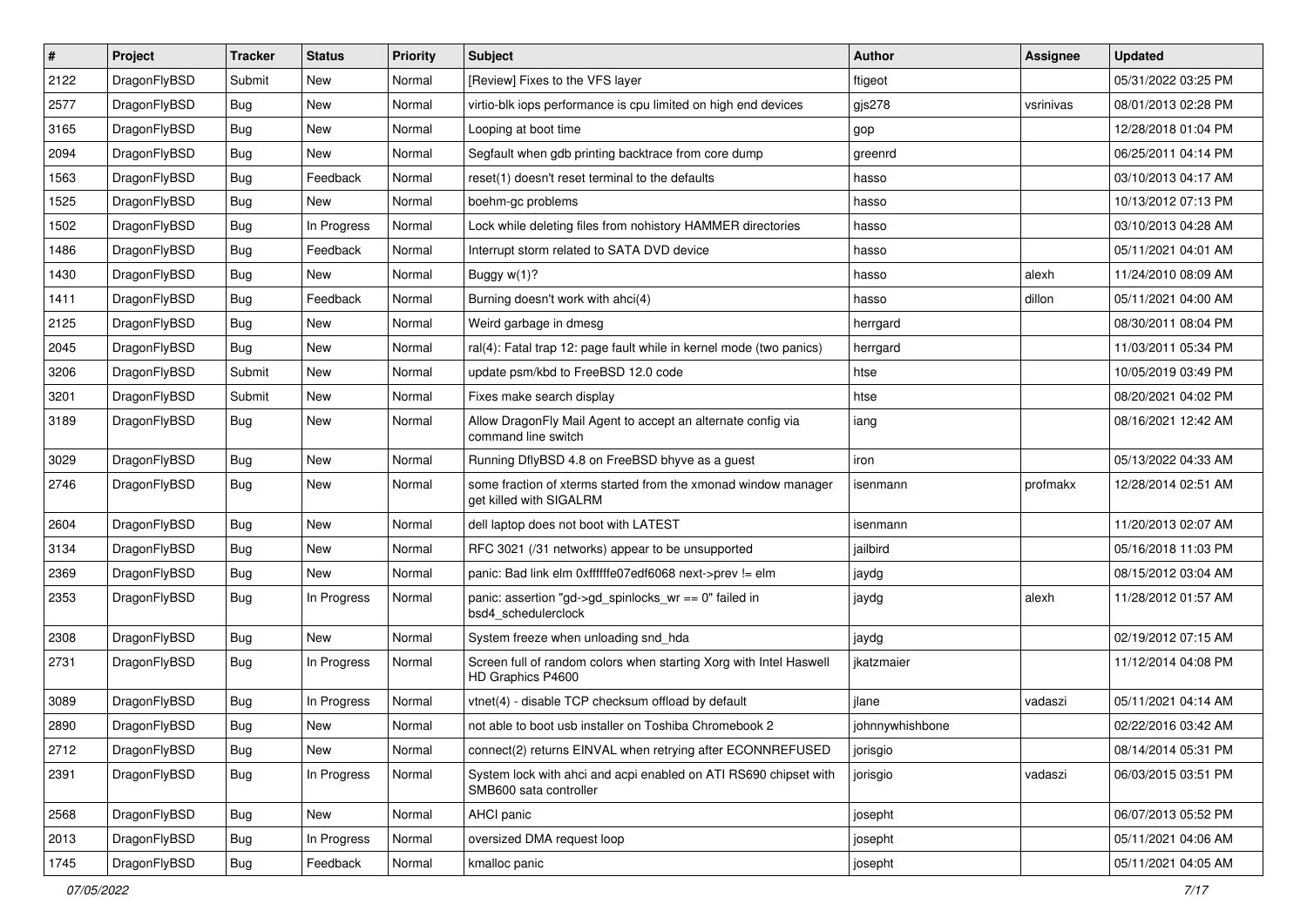| # | Project | Tracker | Status | Priority | Subject | Author | Assignee | Updated |
|---|---|---|---|---|---|---|---|---|
| 2122 | DragonFlyBSD | Submit | New | Normal | [Review] Fixes to the VFS layer | ftigeot | | 05/31/2022 03:25 PM |
| 2577 | DragonFlyBSD | Bug | New | Normal | virtio-blk iops performance is cpu limited on high end devices | gjs278 | vsrinivas | 08/01/2013 02:28 PM |
| 3165 | DragonFlyBSD | Bug | New | Normal | Looping at boot time | gop | | 12/28/2018 01:04 PM |
| 2094 | DragonFlyBSD | Bug | New | Normal | Segfault when gdb printing backtrace from core dump | greenrd | | 06/25/2011 04:14 PM |
| 1563 | DragonFlyBSD | Bug | Feedback | Normal | reset(1) doesn't reset terminal to the defaults | hasso | | 03/10/2013 04:17 AM |
| 1525 | DragonFlyBSD | Bug | New | Normal | boehm-gc problems | hasso | | 10/13/2012 07:13 PM |
| 1502 | DragonFlyBSD | Bug | In Progress | Normal | Lock while deleting files from nohistory HAMMER directories | hasso | | 03/10/2013 04:28 AM |
| 1486 | DragonFlyBSD | Bug | Feedback | Normal | Interrupt storm related to SATA DVD device | hasso | | 05/11/2021 04:01 AM |
| 1430 | DragonFlyBSD | Bug | New | Normal | Buggy w(1)? | hasso | alexh | 11/24/2010 08:09 AM |
| 1411 | DragonFlyBSD | Bug | Feedback | Normal | Burning doesn't work with ahci(4) | hasso | dillon | 05/11/2021 04:00 AM |
| 2125 | DragonFlyBSD | Bug | New | Normal | Weird garbage in dmesg | herrgard | | 08/30/2011 08:04 PM |
| 2045 | DragonFlyBSD | Bug | New | Normal | ral(4): Fatal trap 12: page fault while in kernel mode (two panics) | herrgard | | 11/03/2011 05:34 PM |
| 3206 | DragonFlyBSD | Submit | New | Normal | update psm/kbd to FreeBSD 12.0 code | htse | | 10/05/2019 03:49 PM |
| 3201 | DragonFlyBSD | Submit | New | Normal | Fixes make search display | htse | | 08/20/2021 04:02 PM |
| 3189 | DragonFlyBSD | Bug | New | Normal | Allow DragonFly Mail Agent to accept an alternate config via command line switch | iang | | 08/16/2021 12:42 AM |
| 3029 | DragonFlyBSD | Bug | New | Normal | Running DflyBSD 4.8 on FreeBSD bhyve as a guest | iron | | 05/13/2022 04:33 AM |
| 2746 | DragonFlyBSD | Bug | New | Normal | some fraction of xterms started from the xmonad window manager get killed with SIGALRM | isenmann | profmakx | 12/28/2014 02:51 AM |
| 2604 | DragonFlyBSD | Bug | New | Normal | dell laptop does not boot with LATEST | isenmann | | 11/20/2013 02:07 AM |
| 3134 | DragonFlyBSD | Bug | New | Normal | RFC 3021 (/31 networks) appear to be unsupported | jailbird | | 05/16/2018 11:03 PM |
| 2369 | DragonFlyBSD | Bug | New | Normal | panic: Bad link elm 0xffffffe07edf6068 next->prev != elm | jaydg | | 08/15/2012 03:04 AM |
| 2353 | DragonFlyBSD | Bug | In Progress | Normal | panic: assertion "gd->gd_spinlocks_wr == 0" failed in bsd4_schedulerclock | jaydg | alexh | 11/28/2012 01:57 AM |
| 2308 | DragonFlyBSD | Bug | New | Normal | System freeze when unloading snd_hda | jaydg | | 02/19/2012 07:15 AM |
| 2731 | DragonFlyBSD | Bug | In Progress | Normal | Screen full of random colors when starting Xorg with Intel Haswell HD Graphics P4600 | jkatzmaier | | 11/12/2014 04:08 PM |
| 3089 | DragonFlyBSD | Bug | In Progress | Normal | vtnet(4) - disable TCP checksum offload by default | jlane | vadaszi | 05/11/2021 04:14 AM |
| 2890 | DragonFlyBSD | Bug | New | Normal | not able to boot usb installer on Toshiba Chromebook 2 | johnnywhishbone | | 02/22/2016 03:42 AM |
| 2712 | DragonFlyBSD | Bug | New | Normal | connect(2) returns EINVAL when retrying after ECONNREFUSED | jorisgio | | 08/14/2014 05:31 PM |
| 2391 | DragonFlyBSD | Bug | In Progress | Normal | System lock with ahci and acpi enabled on ATI RS690 chipset with SMB600 sata controller | jorisgio | vadaszi | 06/03/2015 03:51 PM |
| 2568 | DragonFlyBSD | Bug | New | Normal | AHCI panic | josepht | | 06/07/2013 05:52 PM |
| 2013 | DragonFlyBSD | Bug | In Progress | Normal | oversized DMA request loop | josepht | | 05/11/2021 04:06 AM |
| 1745 | DragonFlyBSD | Bug | Feedback | Normal | kmalloc panic | josepht | | 05/11/2021 04:05 AM |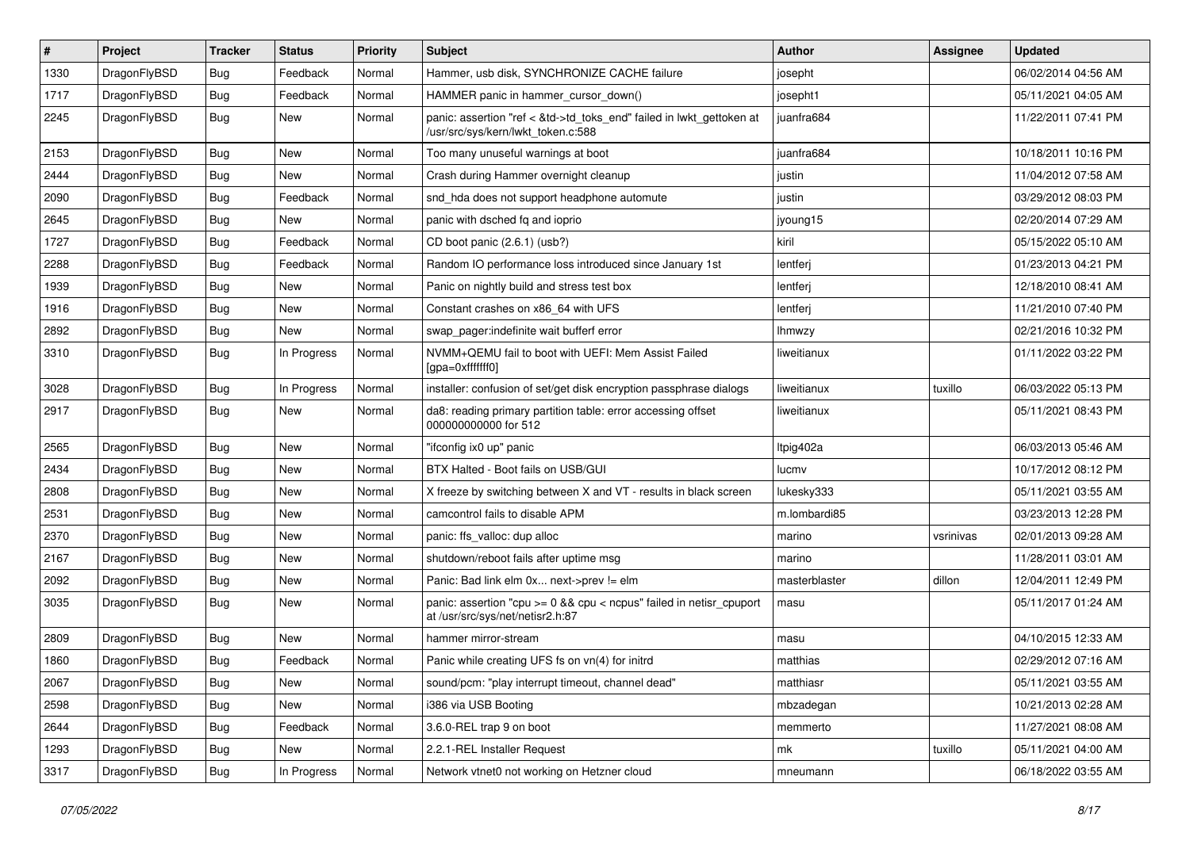| # | Project | Tracker | Status | Priority | Subject | Author | Assignee | Updated |
| --- | --- | --- | --- | --- | --- | --- | --- | --- |
| 1330 | DragonFlyBSD | Bug | Feedback | Normal | Hammer, usb disk, SYNCHRONIZE CACHE failure | josepht | | 06/02/2014 04:56 AM |
| 1717 | DragonFlyBSD | Bug | Feedback | Normal | HAMMER panic in hammer_cursor_down() | josepht1 | | 05/11/2021 04:05 AM |
| 2245 | DragonFlyBSD | Bug | New | Normal | panic: assertion "ref < &td->td_toks_end" failed in lwkt_gettoken at /usr/src/sys/kern/lwkt_token.c:588 | juanfra684 | | 11/22/2011 07:41 PM |
| 2153 | DragonFlyBSD | Bug | New | Normal | Too many unuseful warnings at boot | juanfra684 | | 10/18/2011 10:16 PM |
| 2444 | DragonFlyBSD | Bug | New | Normal | Crash during Hammer overnight cleanup | justin | | 11/04/2012 07:58 AM |
| 2090 | DragonFlyBSD | Bug | Feedback | Normal | snd_hda does not support headphone automute | justin | | 03/29/2012 08:03 PM |
| 2645 | DragonFlyBSD | Bug | New | Normal | panic with dsched fq and ioprio | jyoung15 | | 02/20/2014 07:29 AM |
| 1727 | DragonFlyBSD | Bug | Feedback | Normal | CD boot panic (2.6.1) (usb?) | kiril | | 05/15/2022 05:10 AM |
| 2288 | DragonFlyBSD | Bug | Feedback | Normal | Random IO performance loss introduced since January 1st | lentferj | | 01/23/2013 04:21 PM |
| 1939 | DragonFlyBSD | Bug | New | Normal | Panic on nightly build and stress test box | lentferj | | 12/18/2010 08:41 AM |
| 1916 | DragonFlyBSD | Bug | New | Normal | Constant crashes on x86_64 with UFS | lentferj | | 11/21/2010 07:40 PM |
| 2892 | DragonFlyBSD | Bug | New | Normal | swap_pager:indefinite wait bufferf error | lhmwzy | | 02/21/2016 10:32 PM |
| 3310 | DragonFlyBSD | Bug | In Progress | Normal | NVMM+QEMU fail to boot with UEFI: Mem Assist Failed [gpa=0xfffffff0] | liweitianux | | 01/11/2022 03:22 PM |
| 3028 | DragonFlyBSD | Bug | In Progress | Normal | installer: confusion of set/get disk encryption passphrase dialogs | liweitianux | tuxillo | 06/03/2022 05:13 PM |
| 2917 | DragonFlyBSD | Bug | New | Normal | da8: reading primary partition table: error accessing offset 000000000000 for 512 | liweitianux | | 05/11/2021 08:43 PM |
| 2565 | DragonFlyBSD | Bug | New | Normal | "ifconfig ix0 up" panic | ltpig402a | | 06/03/2013 05:46 AM |
| 2434 | DragonFlyBSD | Bug | New | Normal | BTX Halted - Boot fails on USB/GUI | lucmv | | 10/17/2012 08:12 PM |
| 2808 | DragonFlyBSD | Bug | New | Normal | X freeze by switching between X and VT - results in black screen | lukesky333 | | 05/11/2021 03:55 AM |
| 2531 | DragonFlyBSD | Bug | New | Normal | camcontrol fails to disable APM | m.lombardi85 | | 03/23/2013 12:28 PM |
| 2370 | DragonFlyBSD | Bug | New | Normal | panic: ffs_valloc: dup alloc | marino | vsrinivas | 02/01/2013 09:28 AM |
| 2167 | DragonFlyBSD | Bug | New | Normal | shutdown/reboot fails after uptime msg | marino | | 11/28/2011 03:01 AM |
| 2092 | DragonFlyBSD | Bug | New | Normal | Panic: Bad link elm 0x... next->prev != elm | masterblaster | dillon | 12/04/2011 12:49 PM |
| 3035 | DragonFlyBSD | Bug | New | Normal | panic: assertion "cpu >= 0 && cpu < ncpus" failed in netisr_cpuport at /usr/src/sys/net/netisr2.h:87 | masu | | 05/11/2017 01:24 AM |
| 2809 | DragonFlyBSD | Bug | New | Normal | hammer mirror-stream | masu | | 04/10/2015 12:33 AM |
| 1860 | DragonFlyBSD | Bug | Feedback | Normal | Panic while creating UFS fs on vn(4) for initrd | matthias | | 02/29/2012 07:16 AM |
| 2067 | DragonFlyBSD | Bug | New | Normal | sound/pcm: "play interrupt timeout, channel dead" | matthiasr | | 05/11/2021 03:55 AM |
| 2598 | DragonFlyBSD | Bug | New | Normal | i386 via USB Booting | mbzadegan | | 10/21/2013 02:28 AM |
| 2644 | DragonFlyBSD | Bug | Feedback | Normal | 3.6.0-REL trap 9 on boot | memmerto | | 11/27/2021 08:08 AM |
| 1293 | DragonFlyBSD | Bug | New | Normal | 2.2.1-REL Installer Request | mk | tuxillo | 05/11/2021 04:00 AM |
| 3317 | DragonFlyBSD | Bug | In Progress | Normal | Network vtnet0 not working on Hetzner cloud | mneumann | | 06/18/2022 03:55 AM |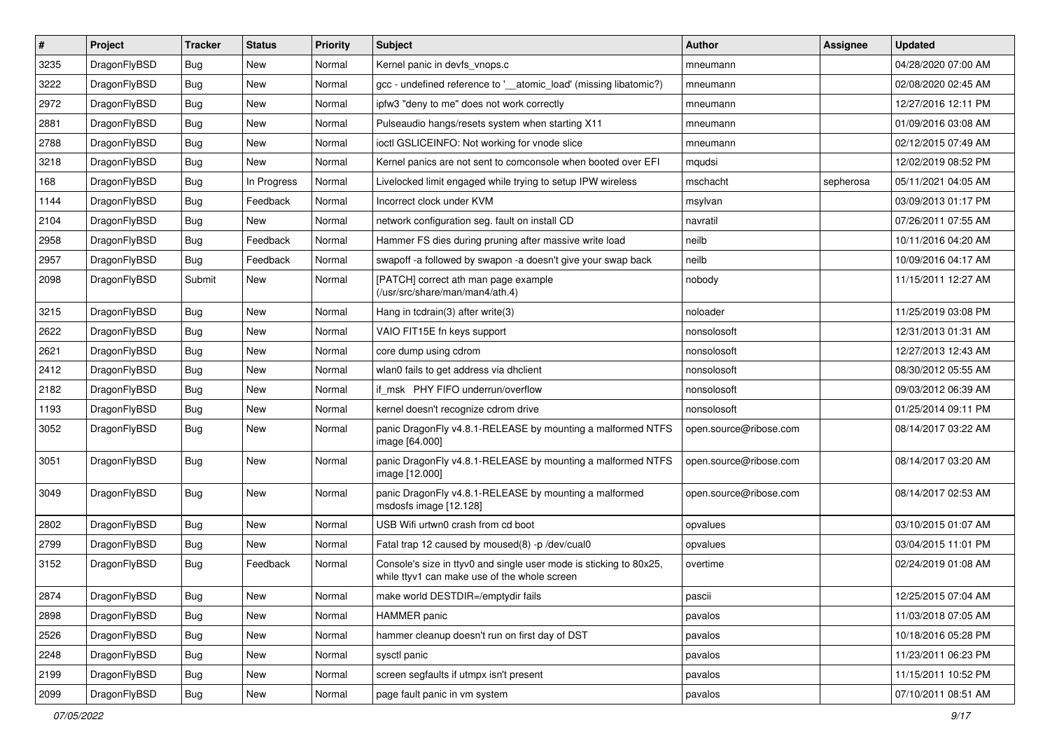| # | Project | Tracker | Status | Priority | Subject | Author | Assignee | Updated |
|---|---|---|---|---|---|---|---|---|
| 3235 | DragonFlyBSD | Bug | New | Normal | Kernel panic in devfs_vnops.c | mneumann | | 04/28/2020 07:00 AM |
| 3222 | DragonFlyBSD | Bug | New | Normal | gcc - undefined reference to '__atomic_load' (missing libatomic?) | mneumann | | 02/08/2020 02:45 AM |
| 2972 | DragonFlyBSD | Bug | New | Normal | ipfw3 "deny to me" does not work correctly | mneumann | | 12/27/2016 12:11 PM |
| 2881 | DragonFlyBSD | Bug | New | Normal | Pulseaudio hangs/resets system when starting X11 | mneumann | | 01/09/2016 03:08 AM |
| 2788 | DragonFlyBSD | Bug | New | Normal | ioctl GSLICEINFO: Not working for vnode slice | mneumann | | 02/12/2015 07:49 AM |
| 3218 | DragonFlyBSD | Bug | New | Normal | Kernel panics are not sent to comconsole when booted over EFI | mqudsi | | 12/02/2019 08:52 PM |
| 168 | DragonFlyBSD | Bug | In Progress | Normal | Livelocked limit engaged while trying to setup IPW wireless | mschacht | sepherosa | 05/11/2021 04:05 AM |
| 1144 | DragonFlyBSD | Bug | Feedback | Normal | Incorrect clock under KVM | msylvan | | 03/09/2013 01:17 PM |
| 2104 | DragonFlyBSD | Bug | New | Normal | network configuration seg. fault on install CD | navratil | | 07/26/2011 07:55 AM |
| 2958 | DragonFlyBSD | Bug | Feedback | Normal | Hammer FS dies during pruning after massive write load | neilb | | 10/11/2016 04:20 AM |
| 2957 | DragonFlyBSD | Bug | Feedback | Normal | swapoff -a followed by swapon -a doesn't give your swap back | neilb | | 10/09/2016 04:17 AM |
| 2098 | DragonFlyBSD | Submit | New | Normal | [PATCH] correct ath man page example (/usr/src/share/man/man4/ath.4) | nobody | | 11/15/2011 12:27 AM |
| 3215 | DragonFlyBSD | Bug | New | Normal | Hang in tcdrain(3) after write(3) | noloader | | 11/25/2019 03:08 PM |
| 2622 | DragonFlyBSD | Bug | New | Normal | VAIO FIT15E fn keys support | nonsolosoft | | 12/31/2013 01:31 AM |
| 2621 | DragonFlyBSD | Bug | New | Normal | core dump using cdrom | nonsolosoft | | 12/27/2013 12:43 AM |
| 2412 | DragonFlyBSD | Bug | New | Normal | wlan0 fails to get address via dhclient | nonsolosoft | | 08/30/2012 05:55 AM |
| 2182 | DragonFlyBSD | Bug | New | Normal | if_msk PHY FIFO underrun/overflow | nonsolosoft | | 09/03/2012 06:39 AM |
| 1193 | DragonFlyBSD | Bug | New | Normal | kernel doesn't recognize cdrom drive | nonsolosoft | | 01/25/2014 09:11 PM |
| 3052 | DragonFlyBSD | Bug | New | Normal | panic DragonFly v4.8.1-RELEASE by mounting a malformed NTFS image [64.000] | open.source@ribose.com | | 08/14/2017 03:22 AM |
| 3051 | DragonFlyBSD | Bug | New | Normal | panic DragonFly v4.8.1-RELEASE by mounting a malformed NTFS image [12.000] | open.source@ribose.com | | 08/14/2017 03:20 AM |
| 3049 | DragonFlyBSD | Bug | New | Normal | panic DragonFly v4.8.1-RELEASE by mounting a malformed msdosfs image [12.128] | open.source@ribose.com | | 08/14/2017 02:53 AM |
| 2802 | DragonFlyBSD | Bug | New | Normal | USB Wifi urtwn0 crash from cd boot | opvalues | | 03/10/2015 01:07 AM |
| 2799 | DragonFlyBSD | Bug | New | Normal | Fatal trap 12 caused by moused(8) -p /dev/cual0 | opvalues | | 03/04/2015 11:01 PM |
| 3152 | DragonFlyBSD | Bug | Feedback | Normal | Console's size in ttyv0 and single user mode is sticking to 80x25, while ttyv1 can make use of the whole screen | overtime | | 02/24/2019 01:08 AM |
| 2874 | DragonFlyBSD | Bug | New | Normal | make world DESTDIR=/emptydir fails | pascii | | 12/25/2015 07:04 AM |
| 2898 | DragonFlyBSD | Bug | New | Normal | HAMMER panic | pavalos | | 11/03/2018 07:05 AM |
| 2526 | DragonFlyBSD | Bug | New | Normal | hammer cleanup doesn't run on first day of DST | pavalos | | 10/18/2016 05:28 PM |
| 2248 | DragonFlyBSD | Bug | New | Normal | sysctl panic | pavalos | | 11/23/2011 06:23 PM |
| 2199 | DragonFlyBSD | Bug | New | Normal | screen segfaults if utmpx isn't present | pavalos | | 11/15/2011 10:52 PM |
| 2099 | DragonFlyBSD | Bug | New | Normal | page fault panic in vm system | pavalos | | 07/10/2011 08:51 AM |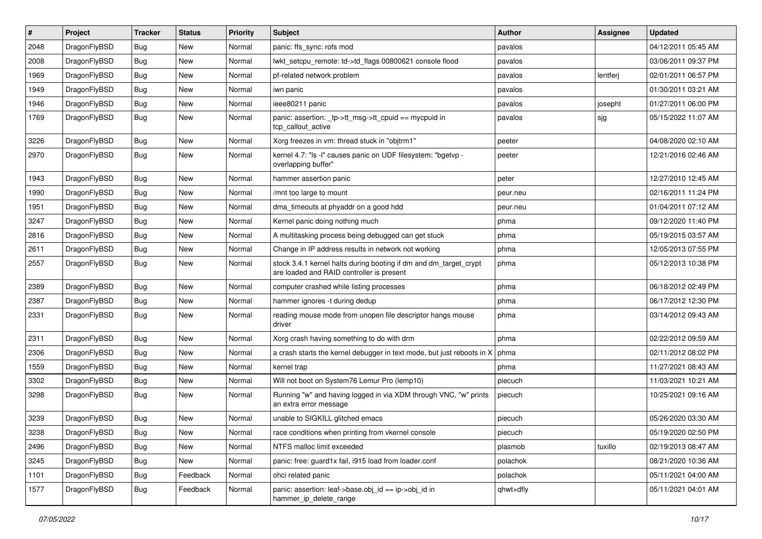| # | Project | Tracker | Status | Priority | Subject | Author | Assignee | Updated |
| --- | --- | --- | --- | --- | --- | --- | --- | --- |
| 2048 | DragonFlyBSD | Bug | New | Normal | panic: ffs_sync: rofs mod | pavalos | | 04/12/2011 05:45 AM |
| 2008 | DragonFlyBSD | Bug | New | Normal | lwkt_setcpu_remote: td->td_flags 00800621 console flood | pavalos | | 03/06/2011 09:37 PM |
| 1969 | DragonFlyBSD | Bug | New | Normal | pf-related network problem | pavalos | lentferj | 02/01/2011 06:57 PM |
| 1949 | DragonFlyBSD | Bug | New | Normal | iwn panic | pavalos | | 01/30/2011 03:21 AM |
| 1946 | DragonFlyBSD | Bug | New | Normal | ieee80211 panic | pavalos | josepht | 01/27/2011 06:00 PM |
| 1769 | DragonFlyBSD | Bug | New | Normal | panic: assertion: _tp->tt_msg->tt_cpuid == mycpuid in tcp_callout_active | pavalos | sjg | 05/15/2022 11:07 AM |
| 3226 | DragonFlyBSD | Bug | New | Normal | Xorg freezes in vm: thread stuck in "objtrm1" | peeter | | 04/08/2020 02:10 AM |
| 2970 | DragonFlyBSD | Bug | New | Normal | kernel 4.7: "ls -l" causes panic on UDF filesystem: "bgetvp - overlapping buffer" | peeter | | 12/21/2016 02:46 AM |
| 1943 | DragonFlyBSD | Bug | New | Normal | hammer assertion panic | peter | | 12/27/2010 12:45 AM |
| 1990 | DragonFlyBSD | Bug | New | Normal | /mnt too large to mount | peur.neu | | 02/16/2011 11:24 PM |
| 1951 | DragonFlyBSD | Bug | New | Normal | dma_timeouts at phyaddr on a good hdd | peur.neu | | 01/04/2011 07:12 AM |
| 3247 | DragonFlyBSD | Bug | New | Normal | Kernel panic doing nothing much | phma | | 09/12/2020 11:40 PM |
| 2816 | DragonFlyBSD | Bug | New | Normal | A multitasking process being debugged can get stuck | phma | | 05/19/2015 03:57 AM |
| 2611 | DragonFlyBSD | Bug | New | Normal | Change in IP address results in network not working | phma | | 12/05/2013 07:55 PM |
| 2557 | DragonFlyBSD | Bug | New | Normal | stock 3.4.1 kernel halts during booting if dm and dm_target_crypt are loaded and RAID controller is present | phma | | 05/12/2013 10:38 PM |
| 2389 | DragonFlyBSD | Bug | New | Normal | computer crashed while listing processes | phma | | 06/18/2012 02:49 PM |
| 2387 | DragonFlyBSD | Bug | New | Normal | hammer ignores -t during dedup | phma | | 06/17/2012 12:30 PM |
| 2331 | DragonFlyBSD | Bug | New | Normal | reading mouse mode from unopen file descriptor hangs mouse driver | phma | | 03/14/2012 09:43 AM |
| 2311 | DragonFlyBSD | Bug | New | Normal | Xorg crash having something to do with drm | phma | | 02/22/2012 09:59 AM |
| 2306 | DragonFlyBSD | Bug | New | Normal | a crash starts the kernel debugger in text mode, but just reboots in X | phma | | 02/11/2012 08:02 PM |
| 1559 | DragonFlyBSD | Bug | New | Normal | kernel trap | phma | | 11/27/2021 08:43 AM |
| 3302 | DragonFlyBSD | Bug | New | Normal | Will not boot on System76 Lemur Pro (lemp10) | piecuch | | 11/03/2021 10:21 AM |
| 3298 | DragonFlyBSD | Bug | New | Normal | Running "w" and having logged in via XDM through VNC, "w" prints an extra error message | piecuch | | 10/25/2021 09:16 AM |
| 3239 | DragonFlyBSD | Bug | New | Normal | unable to SIGKILL glitched emacs | piecuch | | 05/26/2020 03:30 AM |
| 3238 | DragonFlyBSD | Bug | New | Normal | race conditions when printing from vkernel console | piecuch | | 05/19/2020 02:50 PM |
| 2496 | DragonFlyBSD | Bug | New | Normal | NTFS malloc limit exceeded | plasmob | tuxillo | 02/19/2013 08:47 AM |
| 3245 | DragonFlyBSD | Bug | New | Normal | panic: free: guard1x fail, i915 load from loader.conf | polachok | | 08/21/2020 10:36 AM |
| 1101 | DragonFlyBSD | Bug | Feedback | Normal | ohci related panic | polachok | | 05/11/2021 04:00 AM |
| 1577 | DragonFlyBSD | Bug | Feedback | Normal | panic: assertion: leaf->base.obj_id == ip->obj_id in hammer_ip_delete_range | qhwt+dfly | | 05/11/2021 04:01 AM |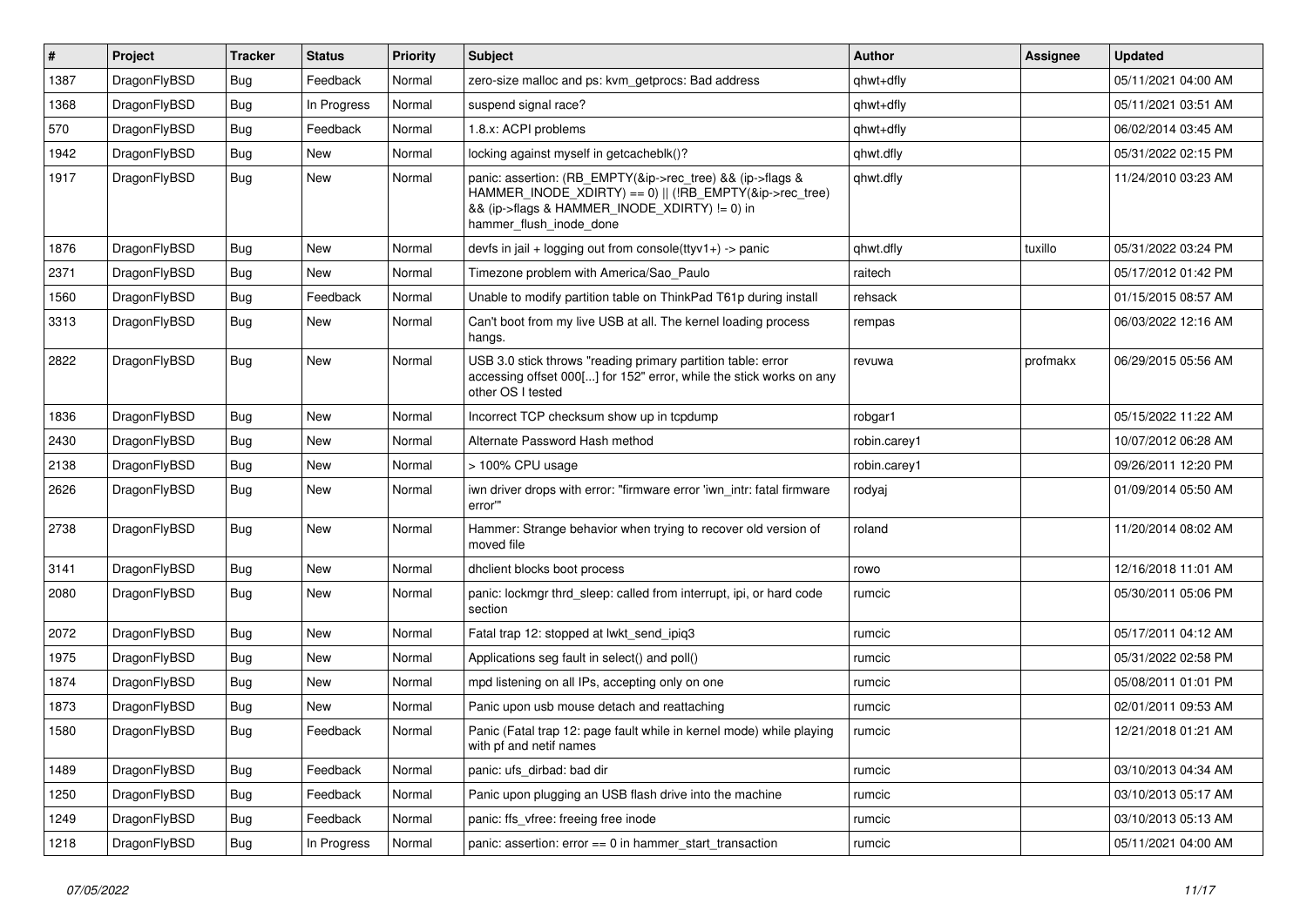| # | Project | Tracker | Status | Priority | Subject | Author | Assignee | Updated |
|---|---|---|---|---|---|---|---|---|
| 1387 | DragonFlyBSD | Bug | Feedback | Normal | zero-size malloc and ps: kvm_getprocs: Bad address | qhwt+dfly | | 05/11/2021 04:00 AM |
| 1368 | DragonFlyBSD | Bug | In Progress | Normal | suspend signal race? | qhwt+dfly | | 05/11/2021 03:51 AM |
| 570 | DragonFlyBSD | Bug | Feedback | Normal | 1.8.x: ACPI problems | qhwt+dfly | | 06/02/2014 03:45 AM |
| 1942 | DragonFlyBSD | Bug | New | Normal | locking against myself in getcacheblk()? | qhwt.dfly | | 05/31/2022 02:15 PM |
| 1917 | DragonFlyBSD | Bug | New | Normal | panic: assertion: (RB_EMPTY(&ip->rec_tree) && (ip->flags & HAMMER_INODE_XDIRTY) == 0) \|\| (!RB_EMPTY(&ip->rec_tree) && (ip->flags & HAMMER_INODE_XDIRTY) != 0) in hammer_flush_inode_done | qhwt.dfly | | 11/24/2010 03:23 AM |
| 1876 | DragonFlyBSD | Bug | New | Normal | devfs in jail + logging out from console(ttyv1+) -> panic | qhwt.dfly | tuxillo | 05/31/2022 03:24 PM |
| 2371 | DragonFlyBSD | Bug | New | Normal | Timezone problem with America/Sao_Paulo | raitech | | 05/17/2012 01:42 PM |
| 1560 | DragonFlyBSD | Bug | Feedback | Normal | Unable to modify partition table on ThinkPad T61p during install | rehsack | | 01/15/2015 08:57 AM |
| 3313 | DragonFlyBSD | Bug | New | Normal | Can't boot from my live USB at all. The kernel loading process hangs. | rempas | | 06/03/2022 12:16 AM |
| 2822 | DragonFlyBSD | Bug | New | Normal | USB 3.0 stick throws "reading primary partition table: error accessing offset 000[...] for 152" error, while the stick works on any other OS I tested | revuwa | profmakx | 06/29/2015 05:56 AM |
| 1836 | DragonFlyBSD | Bug | New | Normal | Incorrect TCP checksum show up in tcpdump | robgar1 | | 05/15/2022 11:22 AM |
| 2430 | DragonFlyBSD | Bug | New | Normal | Alternate Password Hash method | robin.carey1 | | 10/07/2012 06:28 AM |
| 2138 | DragonFlyBSD | Bug | New | Normal | > 100% CPU usage | robin.carey1 | | 09/26/2011 12:20 PM |
| 2626 | DragonFlyBSD | Bug | New | Normal | iwn driver drops with error: "firmware error 'iwn_intr: fatal firmware error'" | rodyaj | | 01/09/2014 05:50 AM |
| 2738 | DragonFlyBSD | Bug | New | Normal | Hammer: Strange behavior when trying to recover old version of moved file | roland | | 11/20/2014 08:02 AM |
| 3141 | DragonFlyBSD | Bug | New | Normal | dhclient blocks boot process | rowo | | 12/16/2018 11:01 AM |
| 2080 | DragonFlyBSD | Bug | New | Normal | panic: lockmgr thrd_sleep: called from interrupt, ipi, or hard code section | rumcic | | 05/30/2011 05:06 PM |
| 2072 | DragonFlyBSD | Bug | New | Normal | Fatal trap 12: stopped at lwkt_send_ipiq3 | rumcic | | 05/17/2011 04:12 AM |
| 1975 | DragonFlyBSD | Bug | New | Normal | Applications seg fault in select() and poll() | rumcic | | 05/31/2022 02:58 PM |
| 1874 | DragonFlyBSD | Bug | New | Normal | mpd listening on all IPs, accepting only on one | rumcic | | 05/08/2011 01:01 PM |
| 1873 | DragonFlyBSD | Bug | New | Normal | Panic upon usb mouse detach and reattaching | rumcic | | 02/01/2011 09:53 AM |
| 1580 | DragonFlyBSD | Bug | Feedback | Normal | Panic (Fatal trap 12: page fault while in kernel mode) while playing with pf and netif names | rumcic | | 12/21/2018 01:21 AM |
| 1489 | DragonFlyBSD | Bug | Feedback | Normal | panic: ufs_dirbad: bad dir | rumcic | | 03/10/2013 04:34 AM |
| 1250 | DragonFlyBSD | Bug | Feedback | Normal | Panic upon plugging an USB flash drive into the machine | rumcic | | 03/10/2013 05:17 AM |
| 1249 | DragonFlyBSD | Bug | Feedback | Normal | panic: ffs_vfree: freeing free inode | rumcic | | 03/10/2013 05:13 AM |
| 1218 | DragonFlyBSD | Bug | In Progress | Normal | panic: assertion: error == 0 in hammer_start_transaction | rumcic | | 05/11/2021 04:00 AM |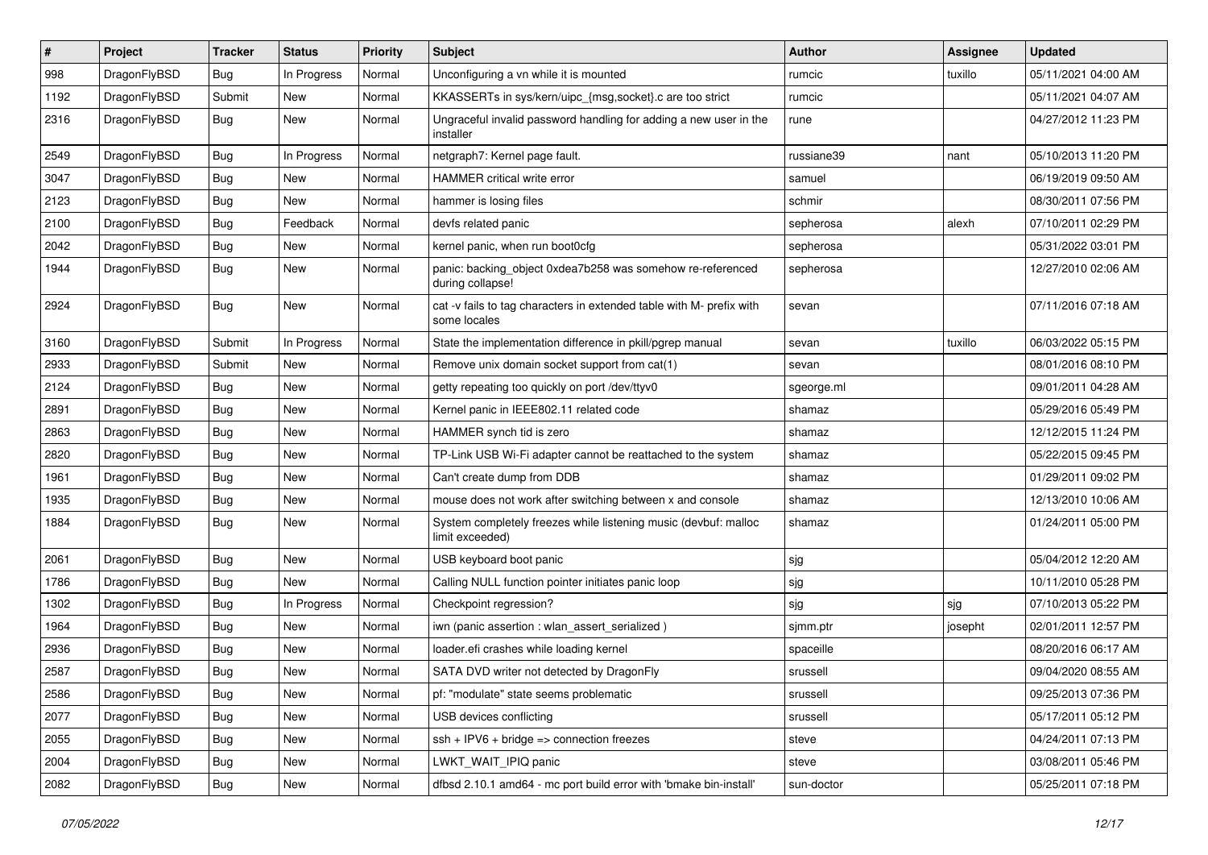| # | Project | Tracker | Status | Priority | Subject | Author | Assignee | Updated |
|---|---|---|---|---|---|---|---|---|
| 998 | DragonFlyBSD | Bug | In Progress | Normal | Unconfiguring a vn while it is mounted | rumcic | tuxillo | 05/11/2021 04:00 AM |
| 1192 | DragonFlyBSD | Submit | New | Normal | KKASSERTs in sys/kern/uipc_{msg,socket}.c are too strict | rumcic | | 05/11/2021 04:07 AM |
| 2316 | DragonFlyBSD | Bug | New | Normal | Ungraceful invalid password handling for adding a new user in the installer | rune | | 04/27/2012 11:23 PM |
| 2549 | DragonFlyBSD | Bug | In Progress | Normal | netgraph7: Kernel page fault. | russiane39 | nant | 05/10/2013 11:20 PM |
| 3047 | DragonFlyBSD | Bug | New | Normal | HAMMER critical write error | samuel | | 06/19/2019 09:50 AM |
| 2123 | DragonFlyBSD | Bug | New | Normal | hammer is losing files | schmir | | 08/30/2011 07:56 PM |
| 2100 | DragonFlyBSD | Bug | Feedback | Normal | devfs related panic | sepherosa | alexh | 07/10/2011 02:29 PM |
| 2042 | DragonFlyBSD | Bug | New | Normal | kernel panic, when run boot0cfg | sepherosa | | 05/31/2022 03:01 PM |
| 1944 | DragonFlyBSD | Bug | New | Normal | panic: backing_object 0xdea7b258 was somehow re-referenced during collapse! | sepherosa | | 12/27/2010 02:06 AM |
| 2924 | DragonFlyBSD | Bug | New | Normal | cat -v fails to tag characters in extended table with M- prefix with some locales | sevan | | 07/11/2016 07:18 AM |
| 3160 | DragonFlyBSD | Submit | In Progress | Normal | State the implementation difference in pkill/pgrep manual | sevan | tuxillo | 06/03/2022 05:15 PM |
| 2933 | DragonFlyBSD | Submit | New | Normal | Remove unix domain socket support from cat(1) | sevan | | 08/01/2016 08:10 PM |
| 2124 | DragonFlyBSD | Bug | New | Normal | getty repeating too quickly on port /dev/ttyv0 | sgeorge.ml | | 09/01/2011 04:28 AM |
| 2891 | DragonFlyBSD | Bug | New | Normal | Kernel panic in IEEE802.11 related code | shamaz | | 05/29/2016 05:49 PM |
| 2863 | DragonFlyBSD | Bug | New | Normal | HAMMER synch tid is zero | shamaz | | 12/12/2015 11:24 PM |
| 2820 | DragonFlyBSD | Bug | New | Normal | TP-Link USB Wi-Fi adapter cannot be reattached to the system | shamaz | | 05/22/2015 09:45 PM |
| 1961 | DragonFlyBSD | Bug | New | Normal | Can't create dump from DDB | shamaz | | 01/29/2011 09:02 PM |
| 1935 | DragonFlyBSD | Bug | New | Normal | mouse does not work after switching between x and console | shamaz | | 12/13/2010 10:06 AM |
| 1884 | DragonFlyBSD | Bug | New | Normal | System completely freezes while listening music (devbuf: malloc limit exceeded) | shamaz | | 01/24/2011 05:00 PM |
| 2061 | DragonFlyBSD | Bug | New | Normal | USB keyboard boot panic | sjg | | 05/04/2012 12:20 AM |
| 1786 | DragonFlyBSD | Bug | New | Normal | Calling NULL function pointer initiates panic loop | sjg | | 10/11/2010 05:28 PM |
| 1302 | DragonFlyBSD | Bug | In Progress | Normal | Checkpoint regression? | sjg | sjg | 07/10/2013 05:22 PM |
| 1964 | DragonFlyBSD | Bug | New | Normal | iwn (panic assertion : wlan_assert_serialized ) | sjmm.ptr | josepht | 02/01/2011 12:57 PM |
| 2936 | DragonFlyBSD | Bug | New | Normal | loader.efi crashes while loading kernel | spaceille | | 08/20/2016 06:17 AM |
| 2587 | DragonFlyBSD | Bug | New | Normal | SATA DVD writer not detected by DragonFly | srussell | | 09/04/2020 08:55 AM |
| 2586 | DragonFlyBSD | Bug | New | Normal | pf: "modulate" state seems problematic | srussell | | 09/25/2013 07:36 PM |
| 2077 | DragonFlyBSD | Bug | New | Normal | USB devices conflicting | srussell | | 05/17/2011 05:12 PM |
| 2055 | DragonFlyBSD | Bug | New | Normal | ssh + IPV6 + bridge => connection freezes | steve | | 04/24/2011 07:13 PM |
| 2004 | DragonFlyBSD | Bug | New | Normal | LWKT_WAIT_IPIQ panic | steve | | 03/08/2011 05:46 PM |
| 2082 | DragonFlyBSD | Bug | New | Normal | dfbsd 2.10.1 amd64 - mc port build error with 'bmake bin-install' | sun-doctor | | 05/25/2011 07:18 PM |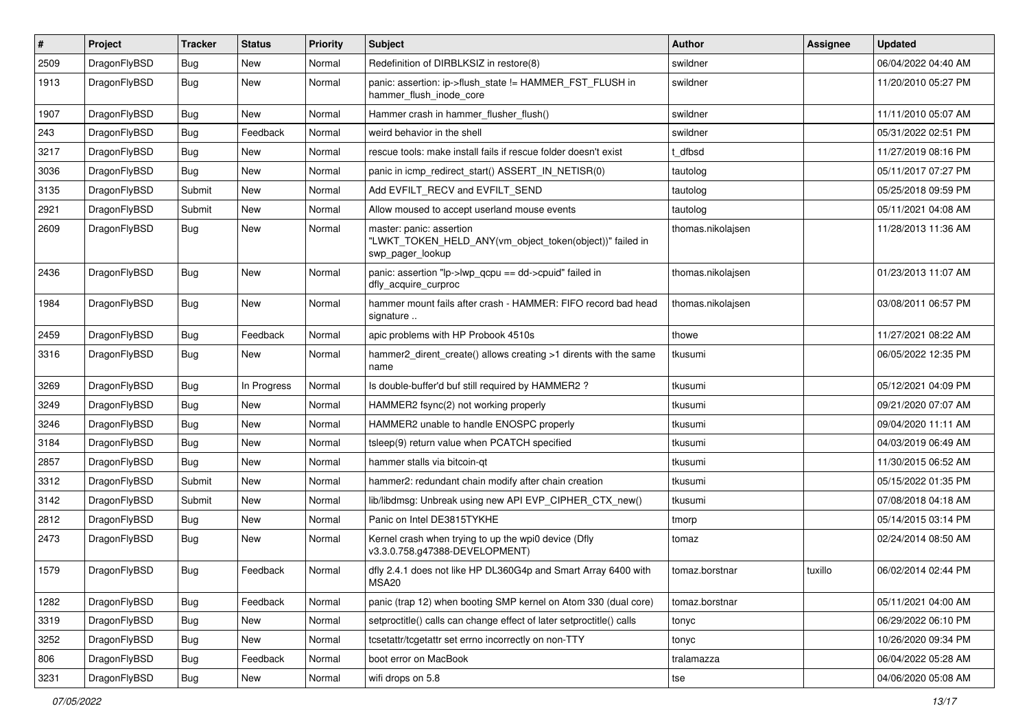| # | Project | Tracker | Status | Priority | Subject | Author | Assignee | Updated |
| --- | --- | --- | --- | --- | --- | --- | --- | --- |
| 2509 | DragonFlyBSD | Bug | New | Normal | Redefinition of DIRBLKSIZ in restore(8) | swildner | | 06/04/2022 04:40 AM |
| 1913 | DragonFlyBSD | Bug | New | Normal | panic: assertion: ip->flush_state != HAMMER_FST_FLUSH in hammer_flush_inode_core | swildner | | 11/20/2010 05:27 PM |
| 1907 | DragonFlyBSD | Bug | New | Normal | Hammer crash in hammer_flusher_flush() | swildner | | 11/11/2010 05:07 AM |
| 243 | DragonFlyBSD | Bug | Feedback | Normal | weird behavior in the shell | swildner | | 05/31/2022 02:51 PM |
| 3217 | DragonFlyBSD | Bug | New | Normal | rescue tools: make install fails if rescue folder doesn't exist | t_dfbsd | | 11/27/2019 08:16 PM |
| 3036 | DragonFlyBSD | Bug | New | Normal | panic in icmp_redirect_start() ASSERT_IN_NETISR(0) | tautolog | | 05/11/2017 07:27 PM |
| 3135 | DragonFlyBSD | Submit | New | Normal | Add EVFILT_RECV and EVFILT_SEND | tautolog | | 05/25/2018 09:59 PM |
| 2921 | DragonFlyBSD | Submit | New | Normal | Allow moused to accept userland mouse events | tautolog | | 05/11/2021 04:08 AM |
| 2609 | DragonFlyBSD | Bug | New | Normal | master: panic: assertion "LWKT_TOKEN_HELD_ANY(vm_object_token(object))" failed in swp_pager_lookup | thomas.nikolajsen | | 11/28/2013 11:36 AM |
| 2436 | DragonFlyBSD | Bug | New | Normal | panic: assertion "lp->lwp_qcpu == dd->cpuid" failed in dfly_acquire_curproc | thomas.nikolajsen | | 01/23/2013 11:07 AM |
| 1984 | DragonFlyBSD | Bug | New | Normal | hammer mount fails after crash - HAMMER: FIFO record bad head signature .. | thomas.nikolajsen | | 03/08/2011 06:57 PM |
| 2459 | DragonFlyBSD | Bug | Feedback | Normal | apic problems with HP Probook 4510s | thowe | | 11/27/2021 08:22 AM |
| 3316 | DragonFlyBSD | Bug | New | Normal | hammer2_dirent_create() allows creating >1 dirents with the same name | tkusumi | | 06/05/2022 12:35 PM |
| 3269 | DragonFlyBSD | Bug | In Progress | Normal | Is double-buffer'd buf still required by HAMMER2 ? | tkusumi | | 05/12/2021 04:09 PM |
| 3249 | DragonFlyBSD | Bug | New | Normal | HAMMER2 fsync(2) not working properly | tkusumi | | 09/21/2020 07:07 AM |
| 3246 | DragonFlyBSD | Bug | New | Normal | HAMMER2 unable to handle ENOSPC properly | tkusumi | | 09/04/2020 11:11 AM |
| 3184 | DragonFlyBSD | Bug | New | Normal | tsleep(9) return value when PCATCH specified | tkusumi | | 04/03/2019 06:49 AM |
| 2857 | DragonFlyBSD | Bug | New | Normal | hammer stalls via bitcoin-qt | tkusumi | | 11/30/2015 06:52 AM |
| 3312 | DragonFlyBSD | Submit | New | Normal | hammer2: redundant chain modify after chain creation | tkusumi | | 05/15/2022 01:35 PM |
| 3142 | DragonFlyBSD | Submit | New | Normal | lib/libdmsg: Unbreak using new API EVP_CIPHER_CTX_new() | tkusumi | | 07/08/2018 04:18 AM |
| 2812 | DragonFlyBSD | Bug | New | Normal | Panic on Intel DE3815TYKHE | tmorp | | 05/14/2015 03:14 PM |
| 2473 | DragonFlyBSD | Bug | New | Normal | Kernel crash when trying to up the wpi0 device (Dfly v3.3.0.758.g47388-DEVELOPMENT) | tomaz | | 02/24/2014 08:50 AM |
| 1579 | DragonFlyBSD | Bug | Feedback | Normal | dfly 2.4.1 does not like HP DL360G4p and Smart Array 6400 with MSA20 | tomaz.borstnar | tuxillo | 06/02/2014 02:44 PM |
| 1282 | DragonFlyBSD | Bug | Feedback | Normal | panic (trap 12) when booting SMP kernel on Atom 330 (dual core) | tomaz.borstnar | | 05/11/2021 04:00 AM |
| 3319 | DragonFlyBSD | Bug | New | Normal | setproctitle() calls can change effect of later setproctitle() calls | tonyc | | 06/29/2022 06:10 PM |
| 3252 | DragonFlyBSD | Bug | New | Normal | tcsetattr/tcgetattr set errno incorrectly on non-TTY | tonyc | | 10/26/2020 09:34 PM |
| 806 | DragonFlyBSD | Bug | Feedback | Normal | boot error on MacBook | tralamazza | | 06/04/2022 05:28 AM |
| 3231 | DragonFlyBSD | Bug | New | Normal | wifi drops on 5.8 | tse | | 04/06/2020 05:08 AM |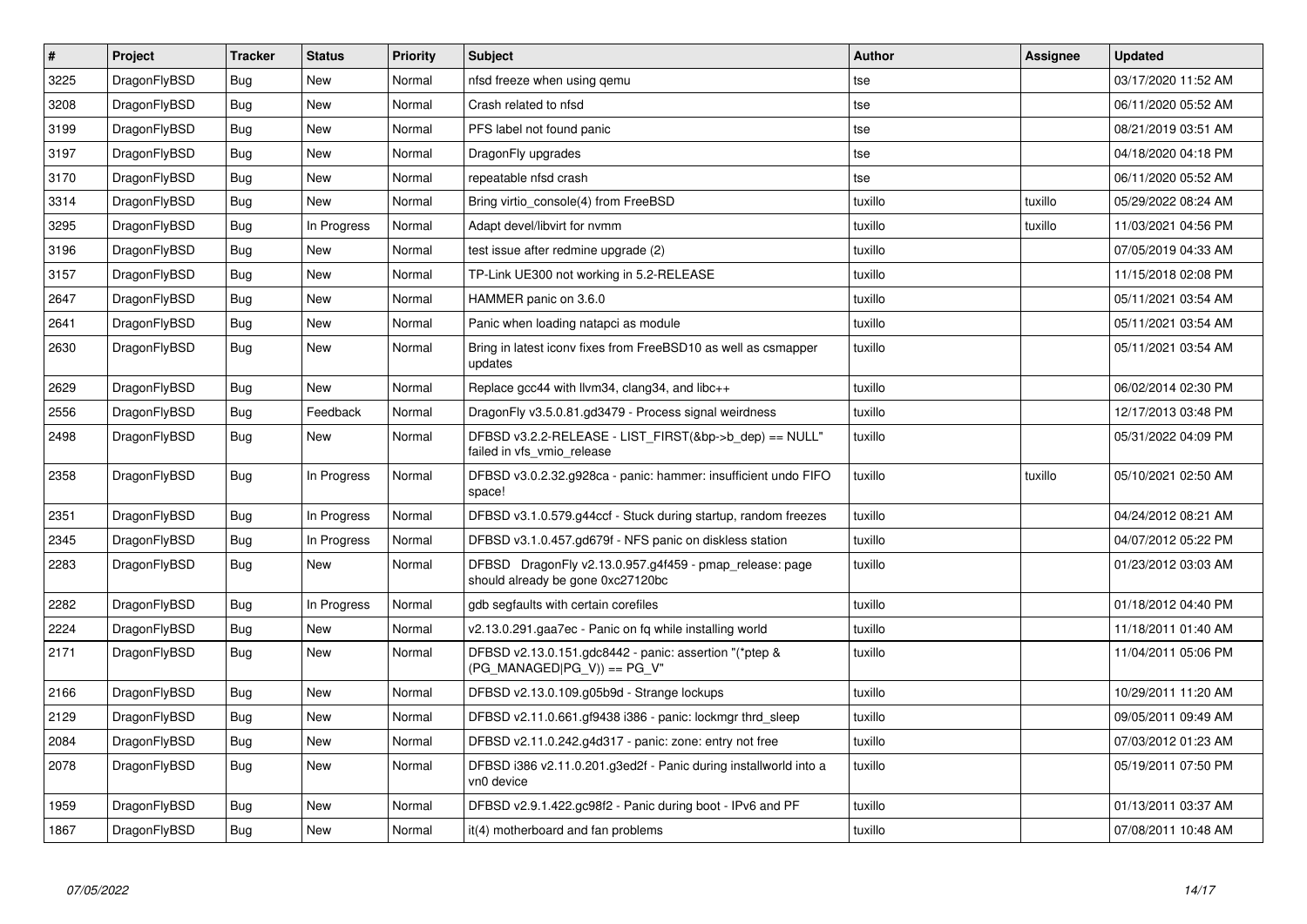| # | Project | Tracker | Status | Priority | Subject | Author | Assignee | Updated |
|---|---|---|---|---|---|---|---|---|
| 3225 | DragonFlyBSD | Bug | New | Normal | nfsd freeze when using qemu | tse | | 03/17/2020 11:52 AM |
| 3208 | DragonFlyBSD | Bug | New | Normal | Crash related to nfsd | tse | | 06/11/2020 05:52 AM |
| 3199 | DragonFlyBSD | Bug | New | Normal | PFS label not found panic | tse | | 08/21/2019 03:51 AM |
| 3197 | DragonFlyBSD | Bug | New | Normal | DragonFly upgrades | tse | | 04/18/2020 04:18 PM |
| 3170 | DragonFlyBSD | Bug | New | Normal | repeatable nfsd crash | tse | | 06/11/2020 05:52 AM |
| 3314 | DragonFlyBSD | Bug | New | Normal | Bring virtio_console(4) from FreeBSD | tuxillo | tuxillo | 05/29/2022 08:24 AM |
| 3295 | DragonFlyBSD | Bug | In Progress | Normal | Adapt devel/libvirt for nvmm | tuxillo | tuxillo | 11/03/2021 04:56 PM |
| 3196 | DragonFlyBSD | Bug | New | Normal | test issue after redmine upgrade (2) | tuxillo | | 07/05/2019 04:33 AM |
| 3157 | DragonFlyBSD | Bug | New | Normal | TP-Link UE300 not working in 5.2-RELEASE | tuxillo | | 11/15/2018 02:08 PM |
| 2647 | DragonFlyBSD | Bug | New | Normal | HAMMER panic on 3.6.0 | tuxillo | | 05/11/2021 03:54 AM |
| 2641 | DragonFlyBSD | Bug | New | Normal | Panic when loading natapci as module | tuxillo | | 05/11/2021 03:54 AM |
| 2630 | DragonFlyBSD | Bug | New | Normal | Bring in latest iconv fixes from FreeBSD10 as well as csmapper updates | tuxillo | | 05/11/2021 03:54 AM |
| 2629 | DragonFlyBSD | Bug | New | Normal | Replace gcc44 with llvm34, clang34, and libc++ | tuxillo | | 06/02/2014 02:30 PM |
| 2556 | DragonFlyBSD | Bug | Feedback | Normal | DragonFly v3.5.0.81.gd3479 - Process signal weirdness | tuxillo | | 12/17/2013 03:48 PM |
| 2498 | DragonFlyBSD | Bug | New | Normal | DFBSD v3.2.2-RELEASE - LIST_FIRST(&bp->b_dep) == NULL" failed in vfs_vmio_release | tuxillo | | 05/31/2022 04:09 PM |
| 2358 | DragonFlyBSD | Bug | In Progress | Normal | DFBSD v3.0.2.32.g928ca - panic: hammer: insufficient undo FIFO space! | tuxillo | tuxillo | 05/10/2021 02:50 AM |
| 2351 | DragonFlyBSD | Bug | In Progress | Normal | DFBSD v3.1.0.579.g44ccf - Stuck during startup, random freezes | tuxillo | | 04/24/2012 08:21 AM |
| 2345 | DragonFlyBSD | Bug | In Progress | Normal | DFBSD v3.1.0.457.gd679f - NFS panic on diskless station | tuxillo | | 04/07/2012 05:22 PM |
| 2283 | DragonFlyBSD | Bug | New | Normal | DFBSD DragonFly v2.13.0.957.g4f459 - pmap_release: page should already be gone 0xc27120bc | tuxillo | | 01/23/2012 03:03 AM |
| 2282 | DragonFlyBSD | Bug | In Progress | Normal | gdb segfaults with certain corefiles | tuxillo | | 01/18/2012 04:40 PM |
| 2224 | DragonFlyBSD | Bug | New | Normal | v2.13.0.291.gaa7ec - Panic on fq while installing world | tuxillo | | 11/18/2011 01:40 AM |
| 2171 | DragonFlyBSD | Bug | New | Normal | DFBSD v2.13.0.151.gdc8442 - panic: assertion "(*ptep & (PG_MANAGED\|PG_V)) == PG_V" | tuxillo | | 11/04/2011 05:06 PM |
| 2166 | DragonFlyBSD | Bug | New | Normal | DFBSD v2.13.0.109.g05b9d - Strange lockups | tuxillo | | 10/29/2011 11:20 AM |
| 2129 | DragonFlyBSD | Bug | New | Normal | DFBSD v2.11.0.661.gf9438 i386 - panic: lockmgr thrd_sleep | tuxillo | | 09/05/2011 09:49 AM |
| 2084 | DragonFlyBSD | Bug | New | Normal | DFBSD v2.11.0.242.g4d317 - panic: zone: entry not free | tuxillo | | 07/03/2012 01:23 AM |
| 2078 | DragonFlyBSD | Bug | New | Normal | DFBSD i386 v2.11.0.201.g3ed2f - Panic during installworld into a vn0 device | tuxillo | | 05/19/2011 07:50 PM |
| 1959 | DragonFlyBSD | Bug | New | Normal | DFBSD v2.9.1.422.gc98f2 - Panic during boot - IPv6 and PF | tuxillo | | 01/13/2011 03:37 AM |
| 1867 | DragonFlyBSD | Bug | New | Normal | it(4) motherboard and fan problems | tuxillo | | 07/08/2011 10:48 AM |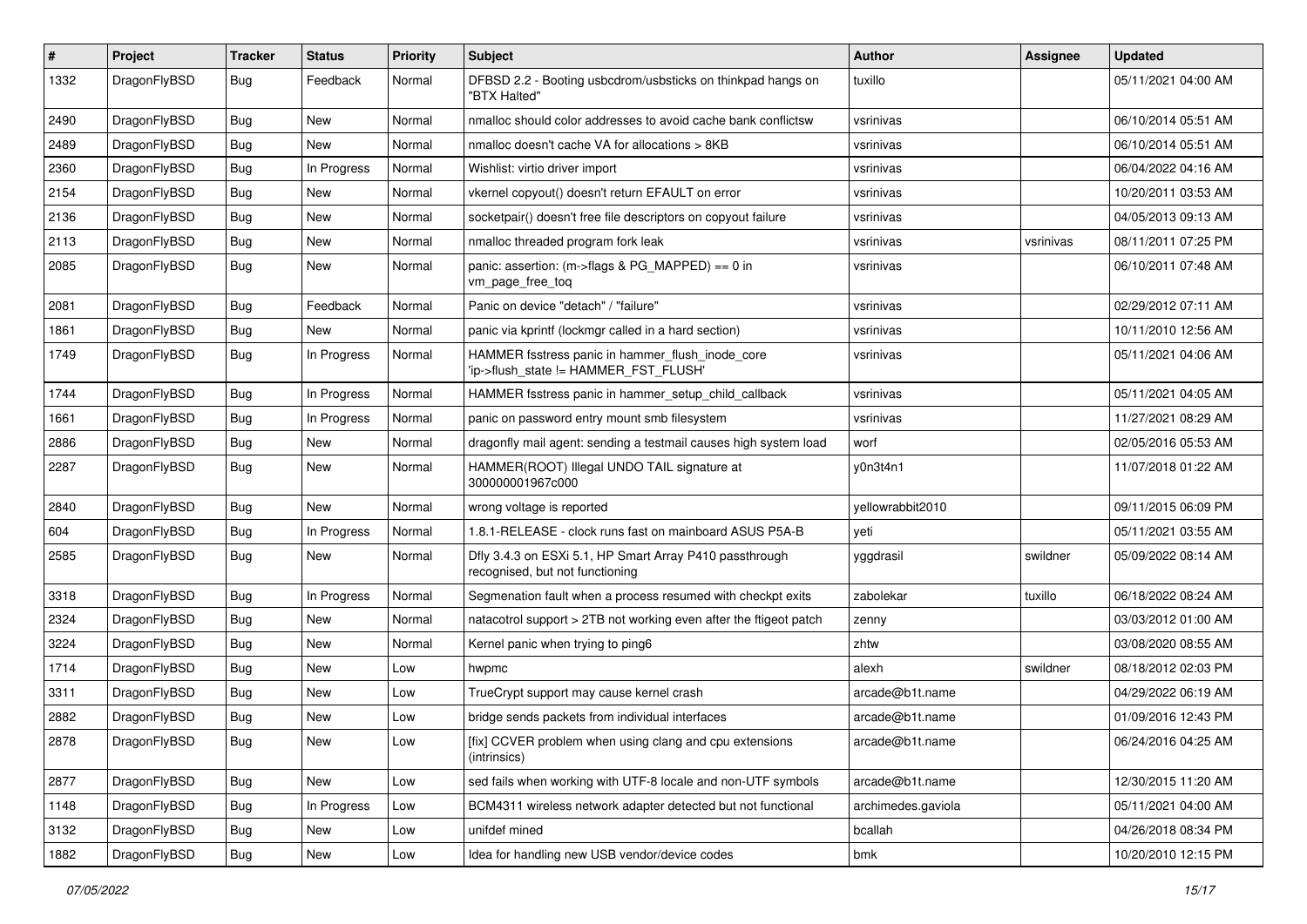| # | Project | Tracker | Status | Priority | Subject | Author | Assignee | Updated |
|---|---|---|---|---|---|---|---|---|
| 1332 | DragonFlyBSD | Bug | Feedback | Normal | DFBSD 2.2 - Booting usbcdrom/usbsticks on thinkpad hangs on "BTX Halted" | tuxillo | | 05/11/2021 04:00 AM |
| 2490 | DragonFlyBSD | Bug | New | Normal | nmalloc should color addresses to avoid cache bank conflictsw | vsrinivas | | 06/10/2014 05:51 AM |
| 2489 | DragonFlyBSD | Bug | New | Normal | nmalloc doesn't cache VA for allocations > 8KB | vsrinivas | | 06/10/2014 05:51 AM |
| 2360 | DragonFlyBSD | Bug | In Progress | Normal | Wishlist: virtio driver import | vsrinivas | | 06/04/2022 04:16 AM |
| 2154 | DragonFlyBSD | Bug | New | Normal | vkernel copyout() doesn't return EFAULT on error | vsrinivas | | 10/20/2011 03:53 AM |
| 2136 | DragonFlyBSD | Bug | New | Normal | socketpair() doesn't free file descriptors on copyout failure | vsrinivas | | 04/05/2013 09:13 AM |
| 2113 | DragonFlyBSD | Bug | New | Normal | nmalloc threaded program fork leak | vsrinivas | vsrinivas | 08/11/2011 07:25 PM |
| 2085 | DragonFlyBSD | Bug | New | Normal | panic: assertion: (m->flags & PG_MAPPED) == 0 in vm_page_free_toq | vsrinivas | | 06/10/2011 07:48 AM |
| 2081 | DragonFlyBSD | Bug | Feedback | Normal | Panic on device "detach" / "failure" | vsrinivas | | 02/29/2012 07:11 AM |
| 1861 | DragonFlyBSD | Bug | New | Normal | panic via kprintf (lockmgr called in a hard section) | vsrinivas | | 10/11/2010 12:56 AM |
| 1749 | DragonFlyBSD | Bug | In Progress | Normal | HAMMER fsstress panic in hammer_flush_inode_core 'ip->flush_state != HAMMER_FST_FLUSH' | vsrinivas | | 05/11/2021 04:06 AM |
| 1744 | DragonFlyBSD | Bug | In Progress | Normal | HAMMER fsstress panic in hammer_setup_child_callback | vsrinivas | | 05/11/2021 04:05 AM |
| 1661 | DragonFlyBSD | Bug | In Progress | Normal | panic on password entry mount smb filesystem | vsrinivas | | 11/27/2021 08:29 AM |
| 2886 | DragonFlyBSD | Bug | New | Normal | dragonfly mail agent: sending a testmail causes high system load | worf | | 02/05/2016 05:53 AM |
| 2287 | DragonFlyBSD | Bug | New | Normal | HAMMER(ROOT) Illegal UNDO TAIL signature at 300000001967c000 | y0n3t4n1 | | 11/07/2018 01:22 AM |
| 2840 | DragonFlyBSD | Bug | New | Normal | wrong voltage is reported | yellowrabbit2010 | | 09/11/2015 06:09 PM |
| 604 | DragonFlyBSD | Bug | In Progress | Normal | 1.8.1-RELEASE - clock runs fast on mainboard ASUS P5A-B | yeti | | 05/11/2021 03:55 AM |
| 2585 | DragonFlyBSD | Bug | New | Normal | Dfly 3.4.3 on ESXi 5.1, HP Smart Array P410 passthrough recognised, but not functioning | yggdrasil | swildner | 05/09/2022 08:14 AM |
| 3318 | DragonFlyBSD | Bug | In Progress | Normal | Segmenation fault when a process resumed with checkpt exits | zabolekar | tuxillo | 06/18/2022 08:24 AM |
| 2324 | DragonFlyBSD | Bug | New | Normal | natacotrol support > 2TB not working even after the ftigeot patch | zenny | | 03/03/2012 01:00 AM |
| 3224 | DragonFlyBSD | Bug | New | Normal | Kernel panic when trying to ping6 | zhtw | | 03/08/2020 08:55 AM |
| 1714 | DragonFlyBSD | Bug | New | Low | hwpmc | alexh | swildner | 08/18/2012 02:03 PM |
| 3311 | DragonFlyBSD | Bug | New | Low | TrueCrypt support may cause kernel crash | arcade@b1t.name | | 04/29/2022 06:19 AM |
| 2882 | DragonFlyBSD | Bug | New | Low | bridge sends packets from individual interfaces | arcade@b1t.name | | 01/09/2016 12:43 PM |
| 2878 | DragonFlyBSD | Bug | New | Low | [fix] CCVER problem when using clang and cpu extensions (intrinsics) | arcade@b1t.name | | 06/24/2016 04:25 AM |
| 2877 | DragonFlyBSD | Bug | New | Low | sed fails when working with UTF-8 locale and non-UTF symbols | arcade@b1t.name | | 12/30/2015 11:20 AM |
| 1148 | DragonFlyBSD | Bug | In Progress | Low | BCM4311 wireless network adapter detected but not functional | archimedes.gaviola | | 05/11/2021 04:00 AM |
| 3132 | DragonFlyBSD | Bug | New | Low | unifdef mined | bcallah | | 04/26/2018 08:34 PM |
| 1882 | DragonFlyBSD | Bug | New | Low | Idea for handling new USB vendor/device codes | bmk | | 10/20/2010 12:15 PM |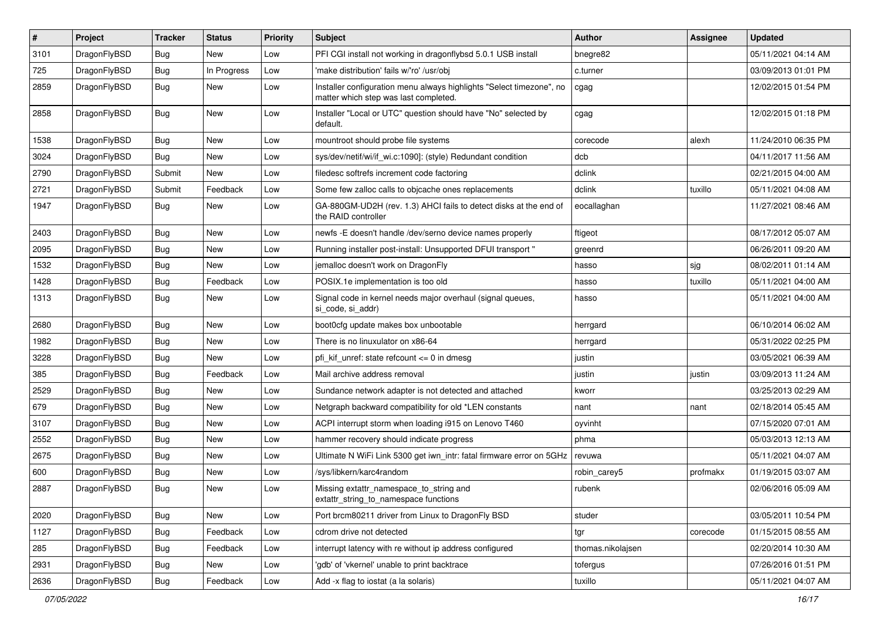| # | Project | Tracker | Status | Priority | Subject | Author | Assignee | Updated |
|---|---|---|---|---|---|---|---|---|
| 3101 | DragonFlyBSD | Bug | New | Low | PFI CGI install not working in dragonflybsd 5.0.1 USB install | bnegre82 | | 05/11/2021 04:14 AM |
| 725 | DragonFlyBSD | Bug | In Progress | Low | 'make distribution' fails w/'ro' /usr/obj | c.turner | | 03/09/2013 01:01 PM |
| 2859 | DragonFlyBSD | Bug | New | Low | Installer configuration menu always highlights "Select timezone", no matter which step was last completed. | cgag | | 12/02/2015 01:54 PM |
| 2858 | DragonFlyBSD | Bug | New | Low | Installer "Local or UTC" question should have "No" selected by default. | cgag | | 12/02/2015 01:18 PM |
| 1538 | DragonFlyBSD | Bug | New | Low | mountroot should probe file systems | corecode | alexh | 11/24/2010 06:35 PM |
| 3024 | DragonFlyBSD | Bug | New | Low | sys/dev/netif/wi/if_wi.c:1090]: (style) Redundant condition | dcb | | 04/11/2017 11:56 AM |
| 2790 | DragonFlyBSD | Submit | New | Low | filedesc softrefs increment code factoring | dclink | | 02/21/2015 04:00 AM |
| 2721 | DragonFlyBSD | Submit | Feedback | Low | Some few zalloc calls to objcache ones replacements | dclink | tuxillo | 05/11/2021 04:08 AM |
| 1947 | DragonFlyBSD | Bug | New | Low | GA-880GM-UD2H (rev. 1.3) AHCI fails to detect disks at the end of the RAID controller | eocallaghan | | 11/27/2021 08:46 AM |
| 2403 | DragonFlyBSD | Bug | New | Low | newfs -E doesn't handle /dev/serno device names properly | ftigeot | | 08/17/2012 05:07 AM |
| 2095 | DragonFlyBSD | Bug | New | Low | Running installer post-install: Unsupported DFUI transport " | greenrd | | 06/26/2011 09:20 AM |
| 1532 | DragonFlyBSD | Bug | New | Low | jemalloc doesn't work on DragonFly | hasso | sjg | 08/02/2011 01:14 AM |
| 1428 | DragonFlyBSD | Bug | Feedback | Low | POSIX.1e implementation is too old | hasso | tuxillo | 05/11/2021 04:00 AM |
| 1313 | DragonFlyBSD | Bug | New | Low | Signal code in kernel needs major overhaul (signal queues, si_code, si_addr) | hasso | | 05/11/2021 04:00 AM |
| 2680 | DragonFlyBSD | Bug | New | Low | boot0cfg update makes box unbootable | herrgard | | 06/10/2014 06:02 AM |
| 1982 | DragonFlyBSD | Bug | New | Low | There is no linuxulator on x86-64 | herrgard | | 05/31/2022 02:25 PM |
| 3228 | DragonFlyBSD | Bug | New | Low | pfi_kif_unref: state refcount <= 0 in dmesg | justin | | 03/05/2021 06:39 AM |
| 385 | DragonFlyBSD | Bug | Feedback | Low | Mail archive address removal | justin | justin | 03/09/2013 11:24 AM |
| 2529 | DragonFlyBSD | Bug | New | Low | Sundance network adapter is not detected and attached | kworr | | 03/25/2013 02:29 AM |
| 679 | DragonFlyBSD | Bug | New | Low | Netgraph backward compatibility for old *LEN constants | nant | nant | 02/18/2014 05:45 AM |
| 3107 | DragonFlyBSD | Bug | New | Low | ACPI interrupt storm when loading i915 on Lenovo T460 | oyvinht | | 07/15/2020 07:01 AM |
| 2552 | DragonFlyBSD | Bug | New | Low | hammer recovery should indicate progress | phma | | 05/03/2013 12:13 AM |
| 2675 | DragonFlyBSD | Bug | New | Low | Ultimate N WiFi Link 5300 get iwn_intr: fatal firmware error on 5GHz | revuwa | | 05/11/2021 04:07 AM |
| 600 | DragonFlyBSD | Bug | New | Low | /sys/libkern/karc4random | robin_carey5 | profmakx | 01/19/2015 03:07 AM |
| 2887 | DragonFlyBSD | Bug | New | Low | Missing extattr_namespace_to_string and extattr_string_to_namespace functions | rubenk | | 02/06/2016 05:09 AM |
| 2020 | DragonFlyBSD | Bug | New | Low | Port brcm80211 driver from Linux to DragonFly BSD | studer | | 03/05/2011 10:54 PM |
| 1127 | DragonFlyBSD | Bug | Feedback | Low | cdrom drive not detected | tgr | corecode | 01/15/2015 08:55 AM |
| 285 | DragonFlyBSD | Bug | Feedback | Low | interrupt latency with re without ip address configured | thomas.nikolajsen | | 02/20/2014 10:30 AM |
| 2931 | DragonFlyBSD | Bug | New | Low | 'gdb' of 'vkernel' unable to print backtrace | tofergus | | 07/26/2016 01:51 PM |
| 2636 | DragonFlyBSD | Bug | Feedback | Low | Add -x flag to iostat (a la solaris) | tuxillo | | 05/11/2021 04:07 AM |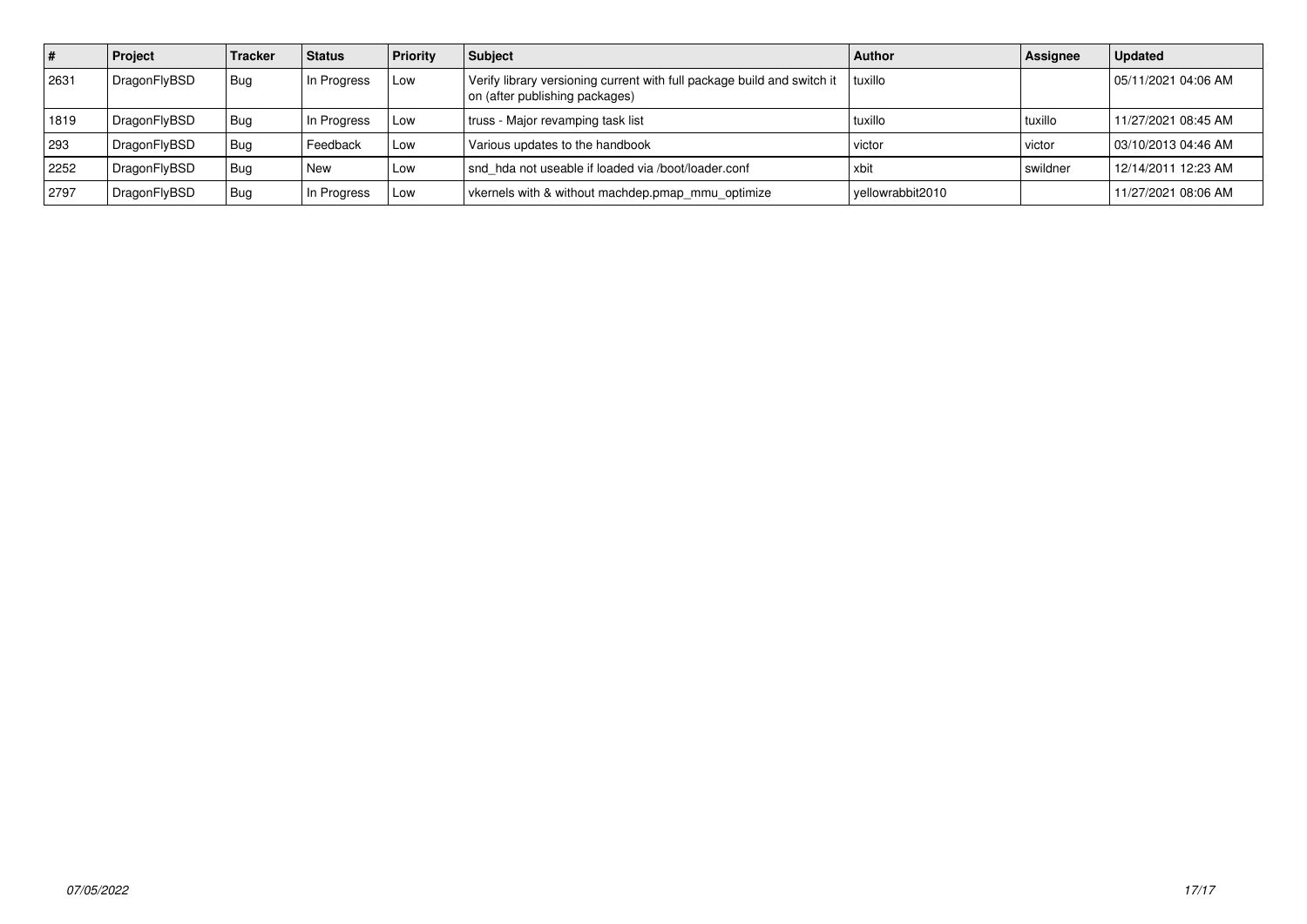| # | Project | Tracker | Status | Priority | Subject | Author | Assignee | Updated |
|---|---|---|---|---|---|---|---|---|
| 2631 | DragonFlyBSD | Bug | In Progress | Low | Verify library versioning current with full package build and switch it on (after publishing packages) | tuxillo | | 05/11/2021 04:06 AM |
| 1819 | DragonFlyBSD | Bug | In Progress | Low | truss - Major revamping task list | tuxillo | tuxillo | 11/27/2021 08:45 AM |
| 293 | DragonFlyBSD | Bug | Feedback | Low | Various updates to the handbook | victor | victor | 03/10/2013 04:46 AM |
| 2252 | DragonFlyBSD | Bug | New | Low | snd_hda not useable if loaded via /boot/loader.conf | xbit | swildner | 12/14/2011 12:23 AM |
| 2797 | DragonFlyBSD | Bug | In Progress | Low | vkernels with & without machdep.pmap_mmu_optimize | yellowrabbit2010 | | 11/27/2021 08:06 AM |

*07/05/2022*